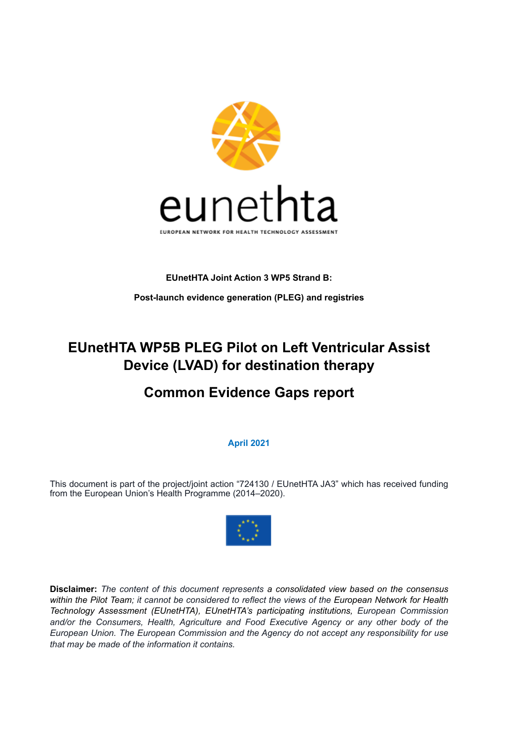eunethta

EUROPEAN NETWORK FOR HEALTH TECHNOLOGY ASSESSMENT

**EUnetHTA Joint Action 3 WP5 Strand B:**

**Post-launch evidence generation (PLEG) and registries**

# EUnetHTA WP5B PLEG Pilot on Left Ventricular Assist Device (LVAD) for destination therapy

# Common Evidence Gaps report

**April 2021**

This document is part of the project/joint action "724130 / EUnetHTA JA3" which has received funding from the European Union's Health Programme (2014–2020).

**Disclaimer:** *The content of this document represents a consolidated view based on the consensus within the Pilot Team; it cannot be considered to reflect the views of the European Network for Health Technology Assessment (EUnetHTA), EUnetHTA's participating institutions, European Commission and/or the Consumers, Health, Agriculture and Food Executive Agency or any other body of the European Union. The European Commission and the Agency do not accept any responsibility for use that may be made of the information it contains.*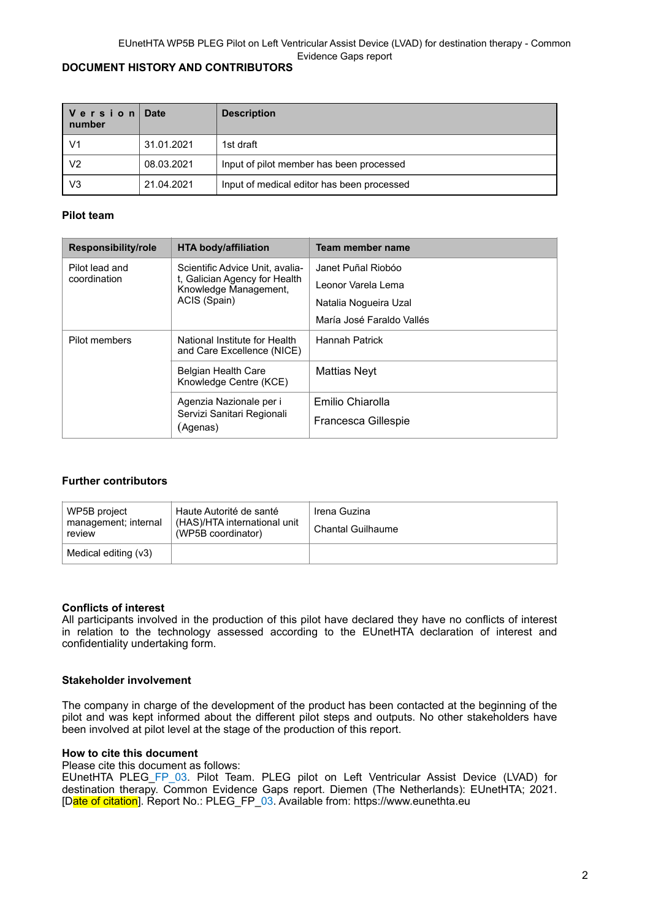## DOCUMENT HISTORY AND CONTRIBUTORS

| Version number | Date | Description |
|---|---|---|
| V1 | 31.01.2021 | 1st draft |
| V2 | 08.03.2021 | Input of pilot member has been processed |
| V3 | 21.04.2021 | Input of medical editor has been processed |

### Pilot team

| Responsibility/role | HTA body/affiliation | Team member name |
|---|---|---|
| Pilot lead and coordination | Scientific Advice Unit, avalia-t, Galician Agency for Health Knowledge Management, ACIS (Spain) | Janet Puñal Riobóo<br>Leonor Varela Lema<br>Natalia Nogueira Uzal<br>María José Faraldo Vallés |
| Pilot members | National Institute for Health and Care Excellence (NICE) | Hannah Patrick |
| | Belgian Health Care Knowledge Centre (KCE) | Mattias Neyt |
| | Agenzia Nazionale per i Servizi Sanitari Regionali (Agenas) | Emilio Chiarolla<br>Francesca Gillespie |

### Further contributors

| | | |
|---|---|---|
| WP5B project management; internal review | Haute Autorité de santé (HAS)/HTA international unit (WP5B coordinator) | Irena Guzina<br>Chantal Guilhaume |
| Medical editing (v3) | | |

### Conflicts of interest

All participants involved in the production of this pilot have declared they have no conflicts of interest in relation to the technology assessed according to the EUnetHTA declaration of interest and confidentiality undertaking form.

### Stakeholder involvement

The company in charge of the development of the product has been contacted at the beginning of the pilot and was kept informed about the different pilot steps and outputs. No other stakeholders have been involved at pilot level at the stage of the production of this report.

### How to cite this document

Please cite this document as follows:
EUnetHTA PLEG_FP_03. Pilot Team. PLEG pilot on Left Ventricular Assist Device (LVAD) for destination therapy. Common Evidence Gaps report. Diemen (The Netherlands): EUnetHTA; 2021. [Date of citation]. Report No.: PLEG_FP_03. Available from: https://www.eunethta.eu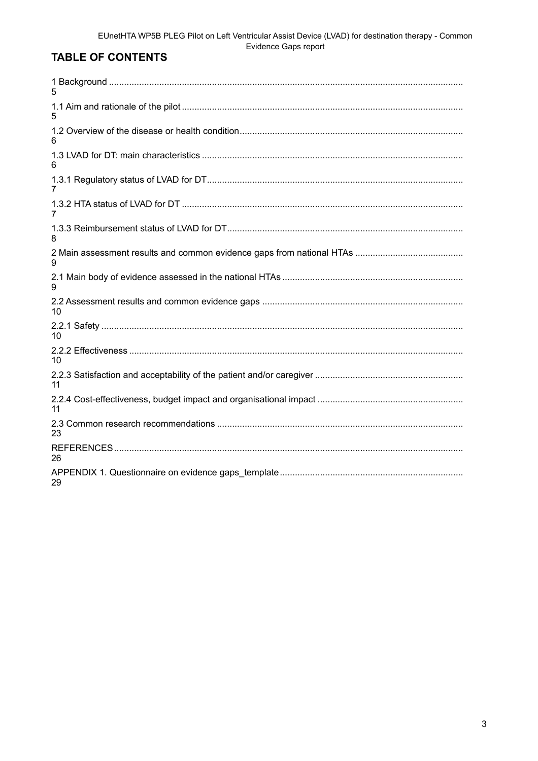## TABLE OF CONTENTS

1 Background ........................................................................................................................................ 5

1.1 Aim and rationale of the pilot .............................................................................................................. 5

1.2 Overview of the disease or health condition........................................................................................ 6

1.3 LVAD for DT: main characteristics ...................................................................................................... 6

1.3.1 Regulatory status of LVAD for DT..................................................................................................... 7

1.3.2 HTA status of LVAD for DT .............................................................................................................. 7

1.3.3 Reimbursement status of LVAD for DT............................................................................................. 8

2 Main assessment results and common evidence gaps from national HTAs ........................................... 9

2.1 Main body of evidence assessed in the national HTAs ....................................................................... 9

2.2 Assessment results and common evidence gaps ............................................................................... 10

2.2.1 Safety .............................................................................................................................................. 10

2.2.2 Effectiveness ................................................................................................................................... 10

2.2.3 Satisfaction and acceptability of the patient and/or caregiver .......................................................... 11

2.2.4 Cost-effectiveness, budget impact and organisational impact ......................................................... 11

2.3 Common research recommendations ................................................................................................ 23

REFERENCES......................................................................................................................................... 26

APPENDIX 1. Questionnaire on evidence gaps_template........................................................................ 29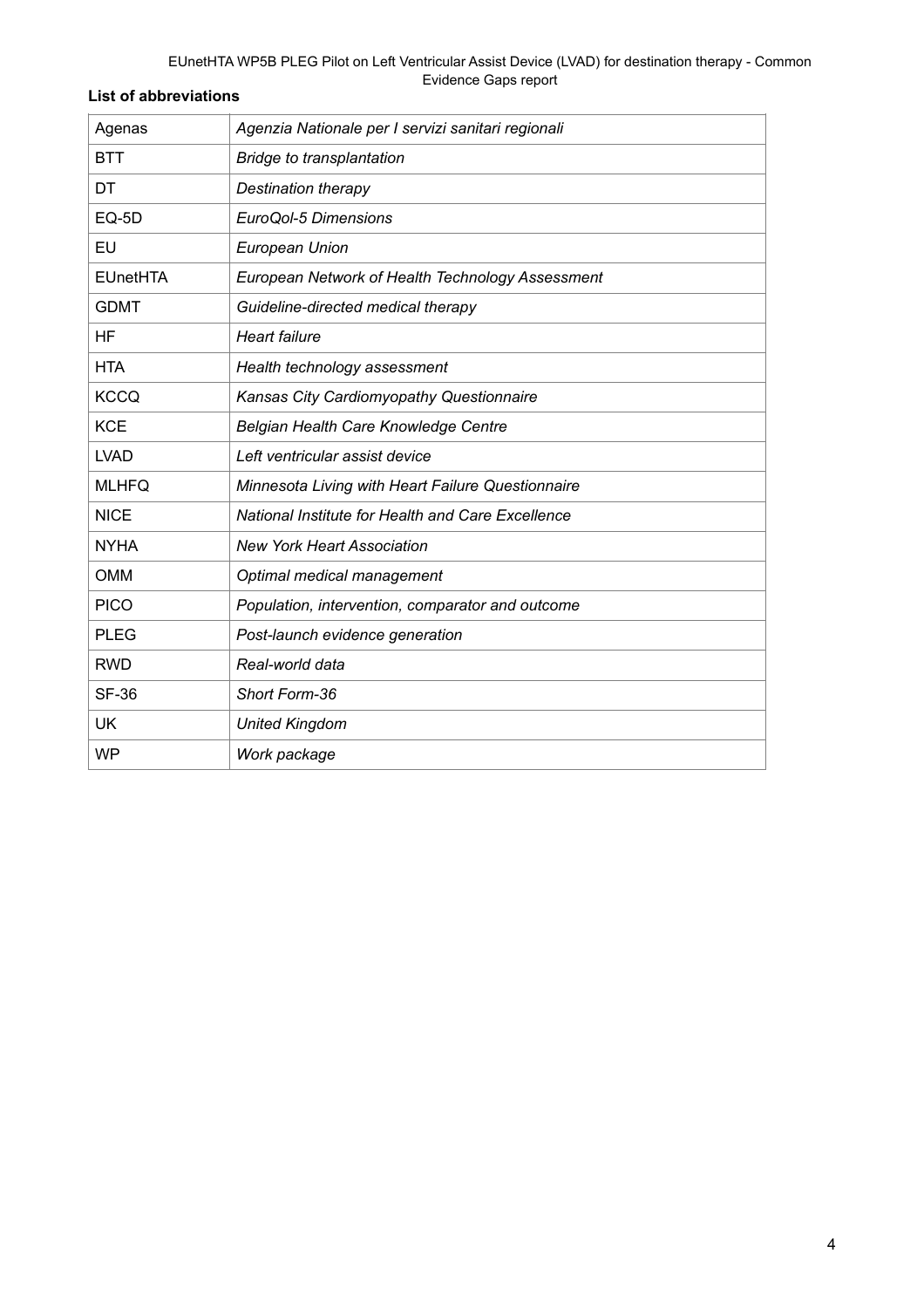**List of abbreviations**

| | |
|---|---|
| Agenas | *Agenzia Nationale per I servizi sanitari regionali* |
| BTT | *Bridge to transplantation* |
| DT | *Destination therapy* |
| EQ-5D | *EuroQol-5 Dimensions* |
| EU | *European Union* |
| EUnetHTA | *European Network of Health Technology Assessment* |
| GDMT | *Guideline-directed medical therapy* |
| HF | *Heart failure* |
| HTA | *Health technology assessment* |
| KCCQ | *Kansas City Cardiomyopathy Questionnaire* |
| KCE | *Belgian Health Care Knowledge Centre* |
| LVAD | *Left ventricular assist device* |
| MLHFQ | *Minnesota Living with Heart Failure Questionnaire* |
| NICE | *National Institute for Health and Care Excellence* |
| NYHA | *New York Heart Association* |
| OMM | *Optimal medical management* |
| PICO | *Population, intervention, comparator and outcome* |
| PLEG | *Post-launch evidence generation* |
| RWD | *Real-world data* |
| SF-36 | *Short Form-36* |
| UK | *United Kingdom* |
| WP | *Work package* |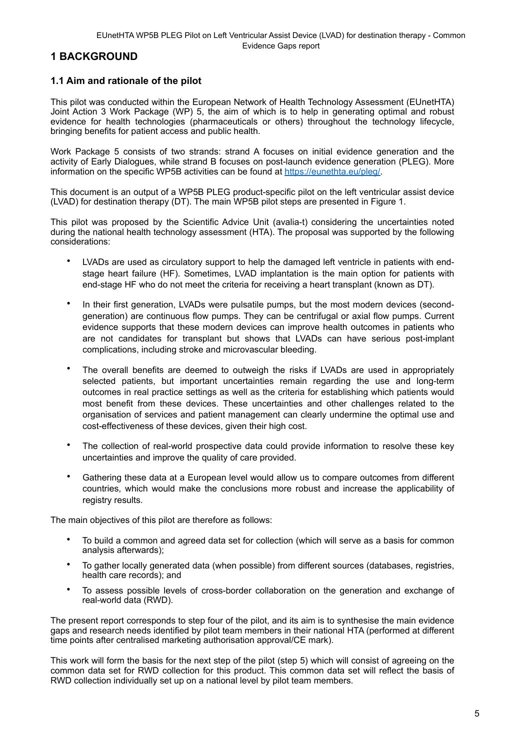# 1 BACKGROUND

## 1.1 Aim and rationale of the pilot

This pilot was conducted within the European Network of Health Technology Assessment (EUnetHTA) Joint Action 3 Work Package (WP) 5, the aim of which is to help in generating optimal and robust evidence for health technologies (pharmaceuticals or others) throughout the technology lifecycle, bringing benefits for patient access and public health.

Work Package 5 consists of two strands: strand A focuses on initial evidence generation and the activity of Early Dialogues, while strand B focuses on post-launch evidence generation (PLEG). More information on the specific WP5B activities can be found at https://eunethta.eu/pleg/.

This document is an output of a WP5B PLEG product-specific pilot on the left ventricular assist device (LVAD) for destination therapy (DT). The main WP5B pilot steps are presented in Figure 1.

This pilot was proposed by the Scientific Advice Unit (avalia-t) considering the uncertainties noted during the national health technology assessment (HTA). The proposal was supported by the following considerations:

- LVADs are used as circulatory support to help the damaged left ventricle in patients with end-stage heart failure (HF). Sometimes, LVAD implantation is the main option for patients with end-stage HF who do not meet the criteria for receiving a heart transplant (known as DT).
- In their first generation, LVADs were pulsatile pumps, but the most modern devices (second-generation) are continuous flow pumps. They can be centrifugal or axial flow pumps. Current evidence supports that these modern devices can improve health outcomes in patients who are not candidates for transplant but shows that LVADs can have serious post-implant complications, including stroke and microvascular bleeding.
- The overall benefits are deemed to outweigh the risks if LVADs are used in appropriately selected patients, but important uncertainties remain regarding the use and long-term outcomes in real practice settings as well as the criteria for establishing which patients would most benefit from these devices. These uncertainties and other challenges related to the organisation of services and patient management can clearly undermine the optimal use and cost-effectiveness of these devices, given their high cost.
- The collection of real-world prospective data could provide information to resolve these key uncertainties and improve the quality of care provided.
- Gathering these data at a European level would allow us to compare outcomes from different countries, which would make the conclusions more robust and increase the applicability of registry results.

The main objectives of this pilot are therefore as follows:

- To build a common and agreed data set for collection (which will serve as a basis for common analysis afterwards);
- To gather locally generated data (when possible) from different sources (databases, registries, health care records); and
- To assess possible levels of cross-border collaboration on the generation and exchange of real-world data (RWD).

The present report corresponds to step four of the pilot, and its aim is to synthesise the main evidence gaps and research needs identified by pilot team members in their national HTA (performed at different time points after centralised marketing authorisation approval/CE mark).

This work will form the basis for the next step of the pilot (step 5) which will consist of agreeing on the common data set for RWD collection for this product. This common data set will reflect the basis of RWD collection individually set up on a national level by pilot team members.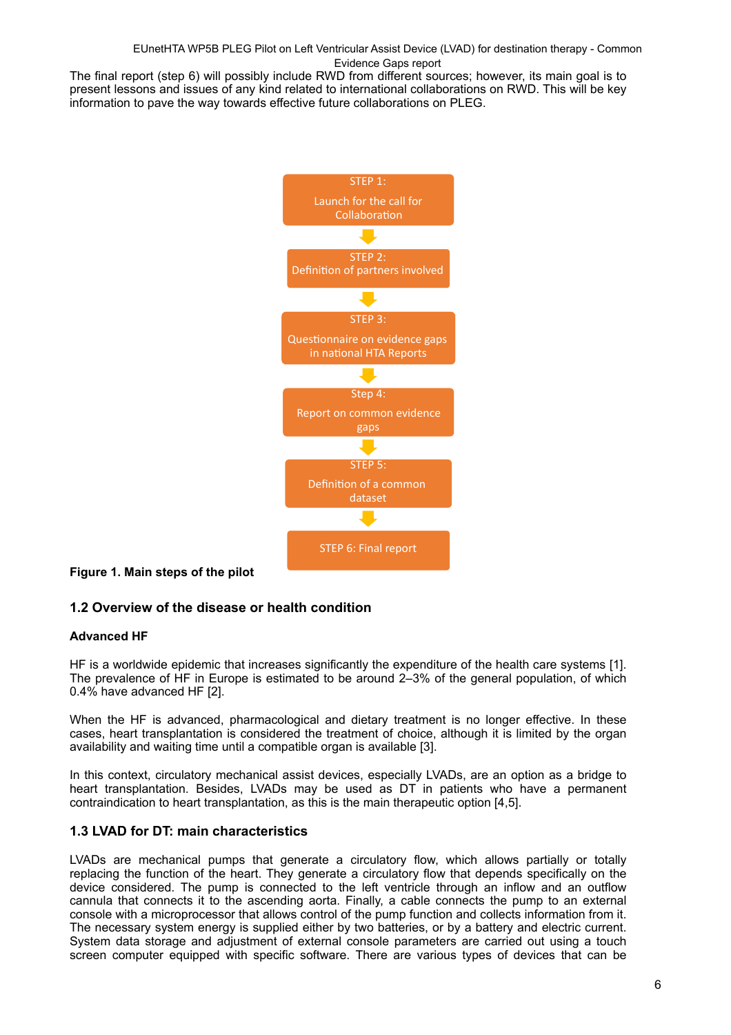The final report (step 6) will possibly include RWD from different sources; however, its main goal is to present lessons and issues of any kind related to international collaborations on RWD. This will be key information to pave the way towards effective future collaborations on PLEG.

STEP 1: Launch for the call for Collaboration

↓

STEP 2: Definition of partners involved

↓

STEP 3: Questionnaire on evidence gaps in national HTA Reports

↓

Step 4: Report on common evidence gaps

↓

STEP 5: Definition of a common dataset

↓

STEP 6: Final report

**Figure 1. Main steps of the pilot**

## 1.2 Overview of the disease or health condition

**Advanced HF**

HF is a worldwide epidemic that increases significantly the expenditure of the health care systems [1]. The prevalence of HF in Europe is estimated to be around 2–3% of the general population, of which 0.4% have advanced HF [2].

When the HF is advanced, pharmacological and dietary treatment is no longer effective. In these cases, heart transplantation is considered the treatment of choice, although it is limited by the organ availability and waiting time until a compatible organ is available [3].

In this context, circulatory mechanical assist devices, especially LVADs, are an option as a bridge to heart transplantation. Besides, LVADs may be used as DT in patients who have a permanent contraindication to heart transplantation, as this is the main therapeutic option [4,5].

## 1.3 LVAD for DT: main characteristics

LVADs are mechanical pumps that generate a circulatory flow, which allows partially or totally replacing the function of the heart. They generate a circulatory flow that depends specifically on the device considered. The pump is connected to the left ventricle through an inflow and an outflow cannula that connects it to the ascending aorta. Finally, a cable connects the pump to an external console with a microprocessor that allows control of the pump function and collects information from it. The necessary system energy is supplied either by two batteries, or by a battery and electric current. System data storage and adjustment of external console parameters are carried out using a touch screen computer equipped with specific software. There are various types of devices that can be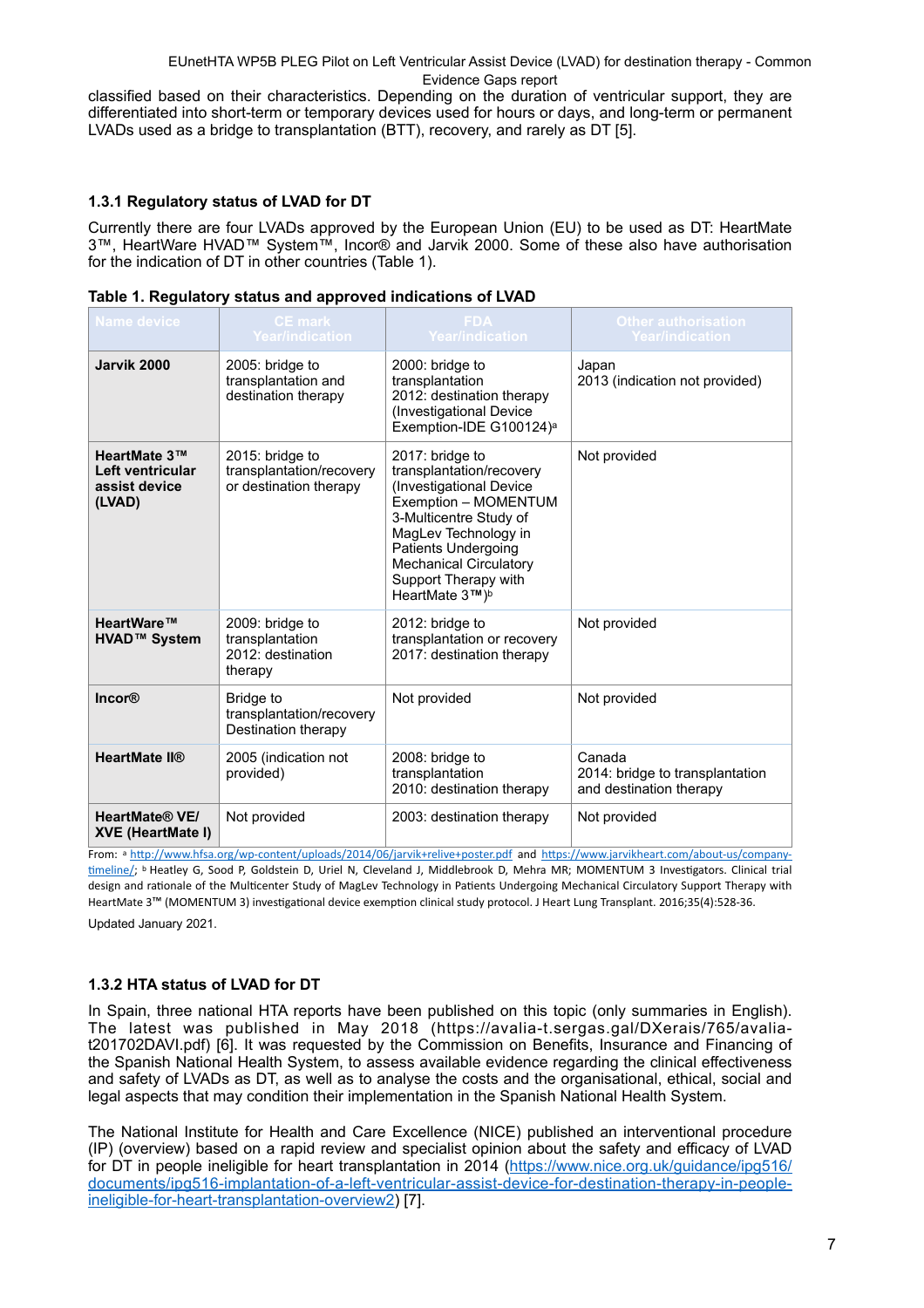classified based on their characteristics. Depending on the duration of ventricular support, they are differentiated into short-term or temporary devices used for hours or days, and long-term or permanent LVADs used as a bridge to transplantation (BTT), recovery, and rarely as DT [5].

### 1.3.1 Regulatory status of LVAD for DT

Currently there are four LVADs approved by the European Union (EU) to be used as DT: HeartMate 3™, HeartWare HVAD™ System™, Incor® and Jarvik 2000. Some of these also have authorisation for the indication of DT in other countries (Table 1).

**Table 1. Regulatory status and approved indications of LVAD**

| Name device | CE mark Year/indication | FDA Year/indication | Other authorisation Year/indication |
|---|---|---|---|
| **Jarvik 2000** | 2005: bridge to transplantation and destination therapy | 2000: bridge to transplantation<br>2012: destination therapy (Investigational Device Exemption-IDE G100124)[a] | Japan<br>2013 (indication not provided) |
| **HeartMate 3™ Left ventricular assist device (LVAD)** | 2015: bridge to transplantation/recovery or destination therapy | 2017: bridge to transplantation/recovery (Investigational Device Exemption – MOMENTUM 3-Multicentre Study of MagLev Technology in Patients Undergoing Mechanical Circulatory Support Therapy with HeartMate 3™)[b] | Not provided |
| **HeartWare™ HVAD™ System** | 2009: bridge to transplantation<br>2012: destination therapy | 2012: bridge to transplantation or recovery<br>2017: destination therapy | Not provided |
| **Incor®** | Bridge to transplantation/recovery<br>Destination therapy | Not provided | Not provided |
| **HeartMate II®** | 2005 (indication not provided) | 2008: bridge to transplantation<br>2010: destination therapy | Canada<br>2014: bridge to transplantation and destination therapy |
| **HeartMate® VE/ XVE (HeartMate I)** | Not provided | 2003: destination therapy | Not provided |

From: [a] http://www.hfsa.org/wp-content/uploads/2014/06/jarvik+relive+poster.pdf and https://www.jarvikheart.com/about-us/company-timeline/; [b] Heatley G, Sood P, Goldstein D, Uriel N, Cleveland J, Middlebrook D, Mehra MR; MOMENTUM 3 Investigators. Clinical trial design and rationale of the Multicenter Study of MagLev Technology in Patients Undergoing Mechanical Circulatory Support Therapy with HeartMate 3™ (MOMENTUM 3) investigational device exemption clinical study protocol. J Heart Lung Transplant. 2016;35(4):528-36.

Updated January 2021.

### 1.3.2 HTA status of LVAD for DT

In Spain, three national HTA reports have been published on this topic (only summaries in English). The latest was published in May 2018 (https://avalia-t.sergas.gal/DXerais/765/avalia-t201702DAVI.pdf) [6]. It was requested by the Commission on Benefits, Insurance and Financing of the Spanish National Health System, to assess available evidence regarding the clinical effectiveness and safety of LVADs as DT, as well as to analyse the costs and the organisational, ethical, social and legal aspects that may condition their implementation in the Spanish National Health System.

The National Institute for Health and Care Excellence (NICE) published an interventional procedure (IP) (overview) based on a rapid review and specialist opinion about the safety and efficacy of LVAD for DT in people ineligible for heart transplantation in 2014 (https://www.nice.org.uk/guidance/ipg516/documents/ipg516-implantation-of-a-left-ventricular-assist-device-for-destination-therapy-in-people-ineligible-for-heart-transplantation-overview2) [7].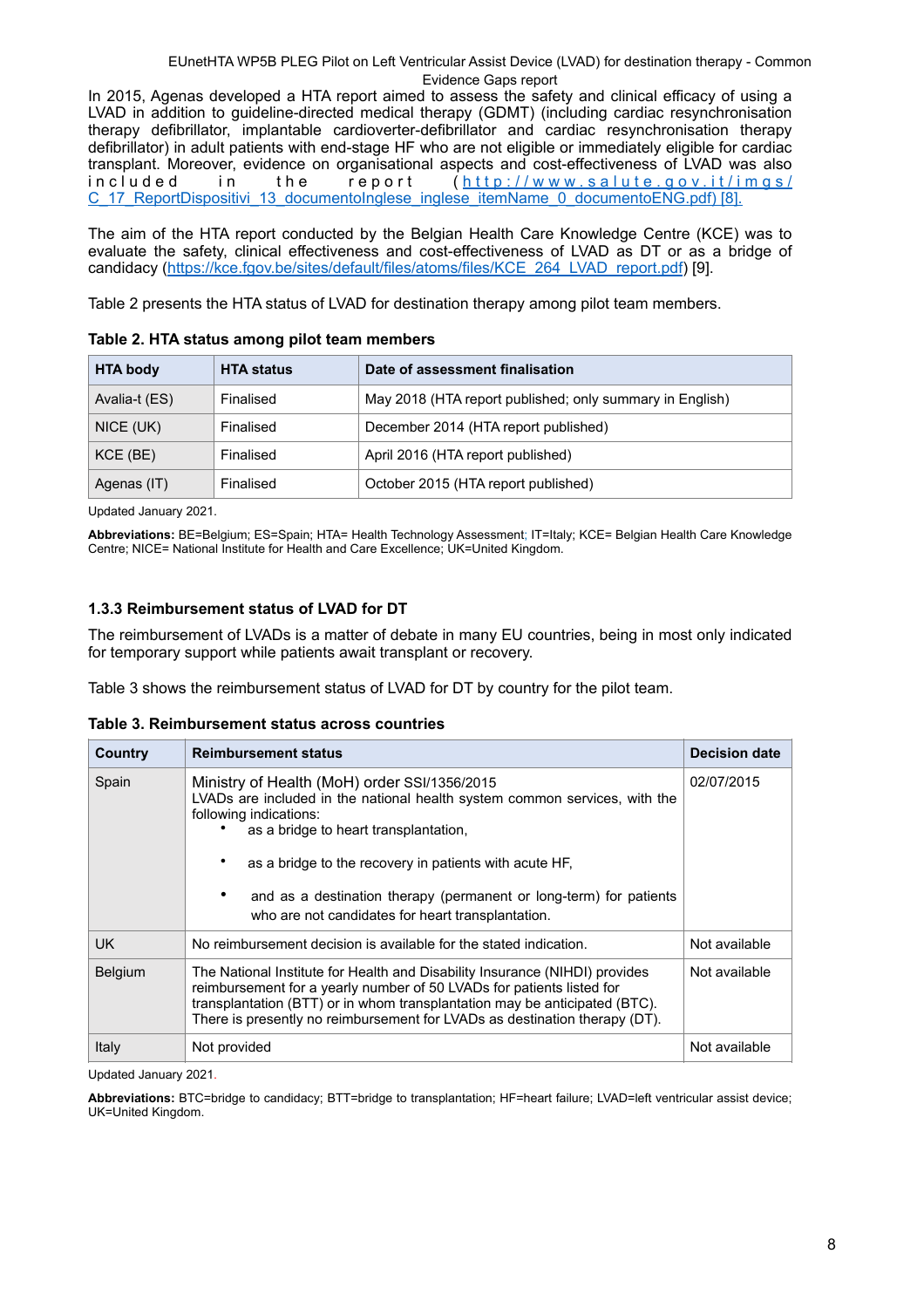In 2015, Agenas developed a HTA report aimed to assess the safety and clinical efficacy of using a LVAD in addition to guideline-directed medical therapy (GDMT) (including cardiac resynchronisation therapy defibrillator, implantable cardioverter-defibrillator and cardiac resynchronisation therapy defibrillator) in adult patients with end-stage HF who are not eligible or immediately eligible for cardiac transplant. Moreover, evidence on organisational aspects and cost-effectiveness of LVAD was also included in the report (http://www.salute.gov.it/imgs/C_17_ReportDispositivi_13_documentoInglese_inglese_itemName_0_documentoENG.pdf) [8].

The aim of the HTA report conducted by the Belgian Health Care Knowledge Centre (KCE) was to evaluate the safety, clinical effectiveness and cost-effectiveness of LVAD as DT or as a bridge of candidacy (https://kce.fgov.be/sites/default/files/atoms/files/KCE_264_LVAD_report.pdf) [9].

Table 2 presents the HTA status of LVAD for destination therapy among pilot team members.

**Table 2. HTA status among pilot team members**

| HTA body | HTA status | Date of assessment finalisation |
|---|---|---|
| Avalia-t (ES) | Finalised | May 2018 (HTA report published; only summary in English) |
| NICE (UK) | Finalised | December 2014 (HTA report published) |
| KCE (BE) | Finalised | April 2016 (HTA report published) |
| Agenas (IT) | Finalised | October 2015 (HTA report published) |

Updated January 2021.

**Abbreviations:** BE=Belgium; ES=Spain; HTA= Health Technology Assessment; IT=Italy; KCE= Belgian Health Care Knowledge Centre; NICE= National Institute for Health and Care Excellence; UK=United Kingdom.

### 1.3.3 Reimbursement status of LVAD for DT

The reimbursement of LVADs is a matter of debate in many EU countries, being in most only indicated for temporary support while patients await transplant or recovery.

Table 3 shows the reimbursement status of LVAD for DT by country for the pilot team.

**Table 3. Reimbursement status across countries**

| Country | Reimbursement status | Decision date |
|---|---|---|
| Spain | Ministry of Health (MoH) order SSI/1356/2015<br>LVADs are included in the national health system common services, with the following indications:<br>• as a bridge to heart transplantation,<br>• as a bridge to the recovery in patients with acute HF,<br>• and as a destination therapy (permanent or long-term) for patients who are not candidates for heart transplantation. | 02/07/2015 |
| UK | No reimbursement decision is available for the stated indication. | Not available |
| Belgium | The National Institute for Health and Disability Insurance (NIHDI) provides reimbursement for a yearly number of 50 LVADs for patients listed for transplantation (BTT) or in whom transplantation may be anticipated (BTC). There is presently no reimbursement for LVADs as destination therapy (DT). | Not available |
| Italy | Not provided | Not available |

Updated January 2021.

**Abbreviations:** BTC=bridge to candidacy; BTT=bridge to transplantation; HF=heart failure; LVAD=left ventricular assist device; UK=United Kingdom.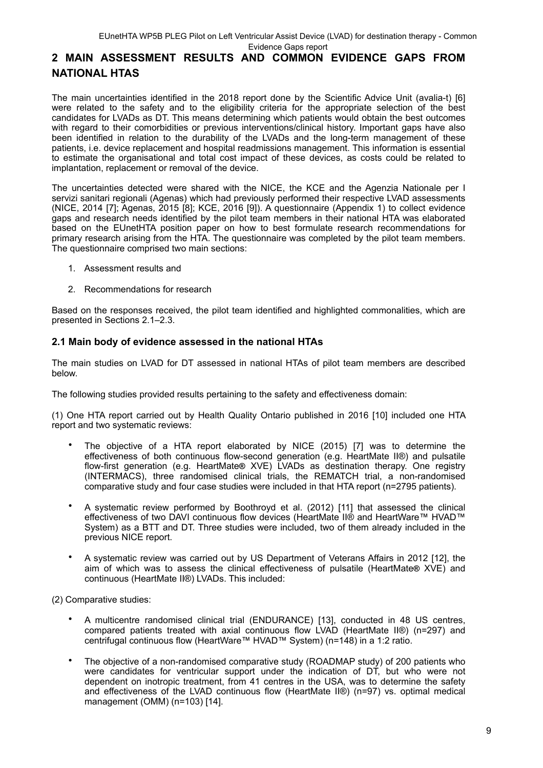## 2 MAIN ASSESSMENT RESULTS AND COMMON EVIDENCE GAPS FROM NATIONAL HTAS

The main uncertainties identified in the 2018 report done by the Scientific Advice Unit (avalia-t) [6] were related to the safety and to the eligibility criteria for the appropriate selection of the best candidates for LVADs as DT. This means determining which patients would obtain the best outcomes with regard to their comorbidities or previous interventions/clinical history. Important gaps have also been identified in relation to the durability of the LVADs and the long-term management of these patients, i.e. device replacement and hospital readmissions management. This information is essential to estimate the organisational and total cost impact of these devices, as costs could be related to implantation, replacement or removal of the device.

The uncertainties detected were shared with the NICE, the KCE and the Agenzia Nationale per I servizi sanitari regionali (Agenas) which had previously performed their respective LVAD assessments (NICE, 2014 [7]; Agenas, 2015 [8]; KCE, 2016 [9]). A questionnaire (Appendix 1) to collect evidence gaps and research needs identified by the pilot team members in their national HTA was elaborated based on the EUnetHTA position paper on how to best formulate research recommendations for primary research arising from the HTA. The questionnaire was completed by the pilot team members. The questionnaire comprised two main sections:

1. Assessment results and
2. Recommendations for research

Based on the responses received, the pilot team identified and highlighted commonalities, which are presented in Sections 2.1–2.3.

### 2.1 Main body of evidence assessed in the national HTAs

The main studies on LVAD for DT assessed in national HTAs of pilot team members are described below.

The following studies provided results pertaining to the safety and effectiveness domain:

(1) One HTA report carried out by Health Quality Ontario published in 2016 [10] included one HTA report and two systematic reviews:

- The objective of a HTA report elaborated by NICE (2015) [7] was to determine the effectiveness of both continuous flow-second generation (e.g. HeartMate II®) and pulsatile flow-first generation (e.g. HeartMate® XVE) LVADs as destination therapy. One registry (INTERMACS), three randomised clinical trials, the REMATCH trial, a non-randomised comparative study and four case studies were included in that HTA report (n=2795 patients).
- A systematic review performed by Boothroyd et al. (2012) [11] that assessed the clinical effectiveness of two DAVI continuous flow devices (HeartMate II® and HeartWare™ HVAD™ System) as a BTT and DT. Three studies were included, two of them already included in the previous NICE report.
- A systematic review was carried out by US Department of Veterans Affairs in 2012 [12], the aim of which was to assess the clinical effectiveness of pulsatile (HeartMate® XVE) and continuous (HeartMate II®) LVADs. This included:

(2) Comparative studies:

- A multicentre randomised clinical trial (ENDURANCE) [13], conducted in 48 US centres, compared patients treated with axial continuous flow LVAD (HeartMate II®) (n=297) and centrifugal continuous flow (HeartWare™ HVAD™ System) (n=148) in a 1:2 ratio.
- The objective of a non-randomised comparative study (ROADMAP study) of 200 patients who were candidates for ventricular support under the indication of DT, but who were not dependent on inotropic treatment, from 41 centres in the USA, was to determine the safety and effectiveness of the LVAD continuous flow (HeartMate II®) (n=97) vs. optimal medical management (OMM) (n=103) [14].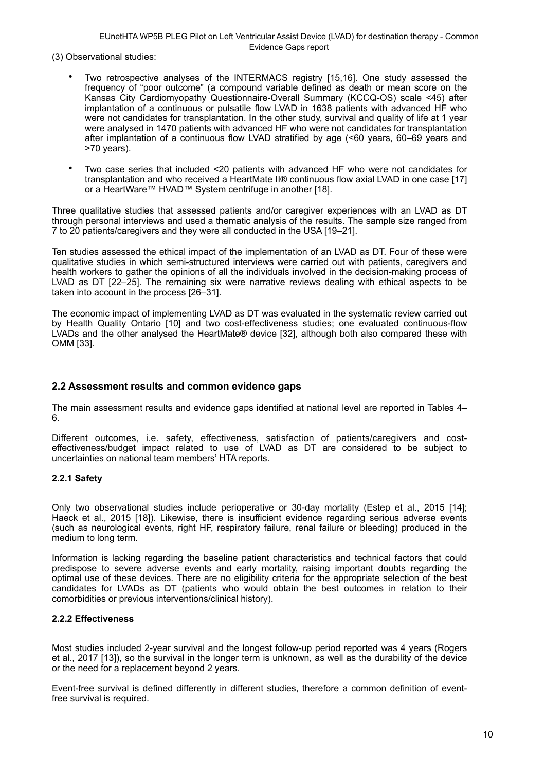(3) Observational studies:

- Two retrospective analyses of the INTERMACS registry [15,16]. One study assessed the frequency of "poor outcome" (a compound variable defined as death or mean score on the Kansas City Cardiomyopathy Questionnaire-Overall Summary (KCCQ-OS) scale <45) after implantation of a continuous or pulsatile flow LVAD in 1638 patients with advanced HF who were not candidates for transplantation. In the other study, survival and quality of life at 1 year were analysed in 1470 patients with advanced HF who were not candidates for transplantation after implantation of a continuous flow LVAD stratified by age (<60 years, 60–69 years and >70 years).
- Two case series that included <20 patients with advanced HF who were not candidates for transplantation and who received a HeartMate II® continuous flow axial LVAD in one case [17] or a HeartWare™ HVAD™ System centrifuge in another [18].

Three qualitative studies that assessed patients and/or caregiver experiences with an LVAD as DT through personal interviews and used a thematic analysis of the results. The sample size ranged from 7 to 20 patients/caregivers and they were all conducted in the USA [19–21].

Ten studies assessed the ethical impact of the implementation of an LVAD as DT. Four of these were qualitative studies in which semi-structured interviews were carried out with patients, caregivers and health workers to gather the opinions of all the individuals involved in the decision-making process of LVAD as DT [22–25]. The remaining six were narrative reviews dealing with ethical aspects to be taken into account in the process [26–31].

The economic impact of implementing LVAD as DT was evaluated in the systematic review carried out by Health Quality Ontario [10] and two cost-effectiveness studies; one evaluated continuous-flow LVADs and the other analysed the HeartMate® device [32], although both also compared these with OMM [33].

## 2.2 Assessment results and common evidence gaps

The main assessment results and evidence gaps identified at national level are reported in Tables 4–6.

Different outcomes, i.e. safety, effectiveness, satisfaction of patients/caregivers and cost-effectiveness/budget impact related to use of LVAD as DT are considered to be subject to uncertainties on national team members' HTA reports.

### 2.2.1 Safety

Only two observational studies include perioperative or 30-day mortality (Estep et al., 2015 [14]; Haeck et al., 2015 [18]). Likewise, there is insufficient evidence regarding serious adverse events (such as neurological events, right HF, respiratory failure, renal failure or bleeding) produced in the medium to long term.

Information is lacking regarding the baseline patient characteristics and technical factors that could predispose to severe adverse events and early mortality, raising important doubts regarding the optimal use of these devices. There are no eligibility criteria for the appropriate selection of the best candidates for LVADs as DT (patients who would obtain the best outcomes in relation to their comorbidities or previous interventions/clinical history).

### 2.2.2 Effectiveness

Most studies included 2-year survival and the longest follow-up period reported was 4 years (Rogers et al., 2017 [13]), so the survival in the longer term is unknown, as well as the durability of the device or the need for a replacement beyond 2 years.

Event-free survival is defined differently in different studies, therefore a common definition of event-free survival is required.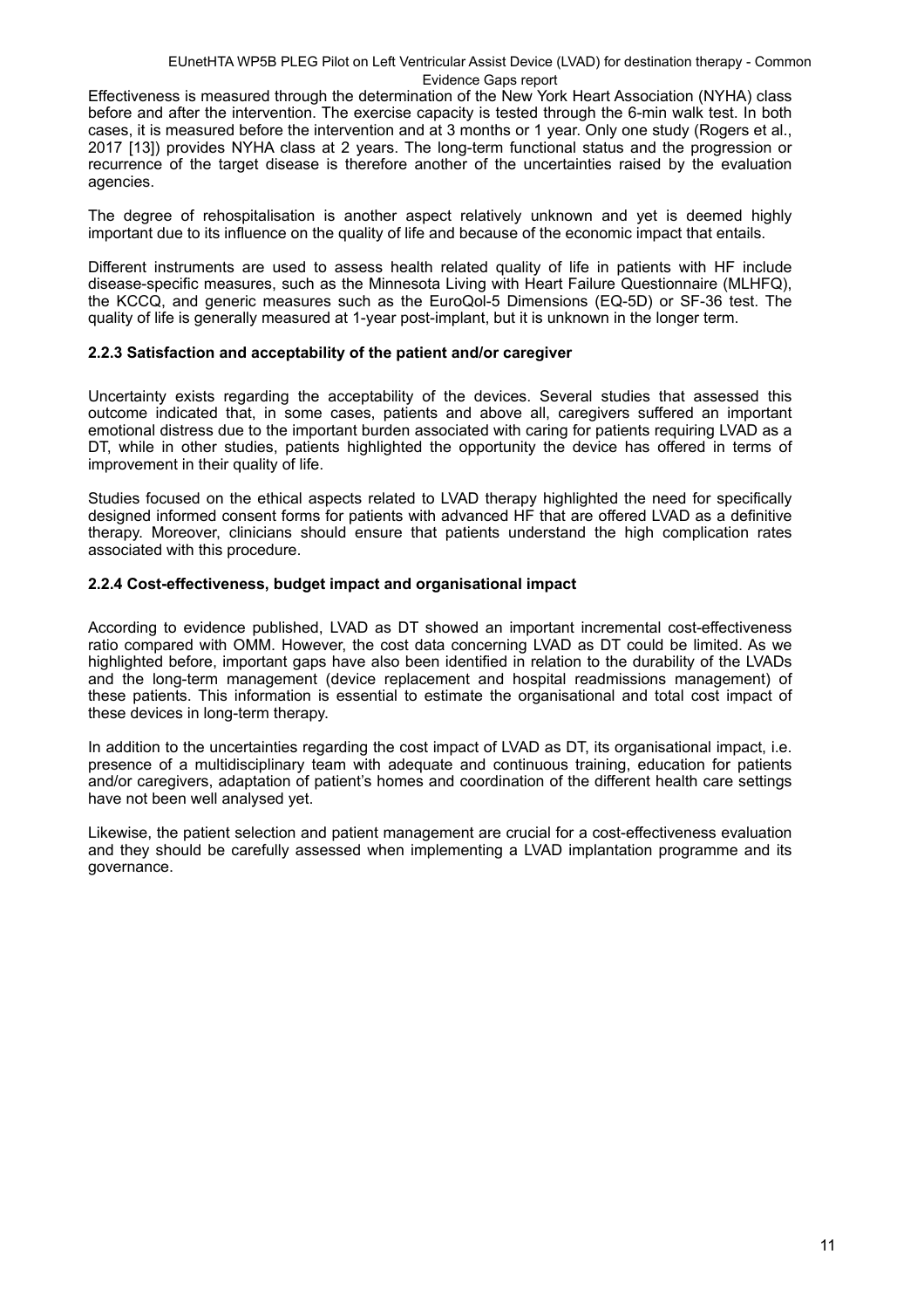Effectiveness is measured through the determination of the New York Heart Association (NYHA) class before and after the intervention. The exercise capacity is tested through the 6-min walk test. In both cases, it is measured before the intervention and at 3 months or 1 year. Only one study (Rogers et al., 2017 [13]) provides NYHA class at 2 years. The long-term functional status and the progression or recurrence of the target disease is therefore another of the uncertainties raised by the evaluation agencies.

The degree of rehospitalisation is another aspect relatively unknown and yet is deemed highly important due to its influence on the quality of life and because of the economic impact that entails.

Different instruments are used to assess health related quality of life in patients with HF include disease-specific measures, such as the Minnesota Living with Heart Failure Questionnaire (MLHFQ), the KCCQ, and generic measures such as the EuroQol-5 Dimensions (EQ-5D) or SF-36 test. The quality of life is generally measured at 1-year post-implant, but it is unknown in the longer term.

### 2.2.3 Satisfaction and acceptability of the patient and/or caregiver

Uncertainty exists regarding the acceptability of the devices. Several studies that assessed this outcome indicated that, in some cases, patients and above all, caregivers suffered an important emotional distress due to the important burden associated with caring for patients requiring LVAD as a DT, while in other studies, patients highlighted the opportunity the device has offered in terms of improvement in their quality of life.

Studies focused on the ethical aspects related to LVAD therapy highlighted the need for specifically designed informed consent forms for patients with advanced HF that are offered LVAD as a definitive therapy. Moreover, clinicians should ensure that patients understand the high complication rates associated with this procedure.

### 2.2.4 Cost-effectiveness, budget impact and organisational impact

According to evidence published, LVAD as DT showed an important incremental cost-effectiveness ratio compared with OMM. However, the cost data concerning LVAD as DT could be limited. As we highlighted before, important gaps have also been identified in relation to the durability of the LVADs and the long-term management (device replacement and hospital readmissions management) of these patients. This information is essential to estimate the organisational and total cost impact of these devices in long-term therapy.

In addition to the uncertainties regarding the cost impact of LVAD as DT, its organisational impact, i.e. presence of a multidisciplinary team with adequate and continuous training, education for patients and/or caregivers, adaptation of patient's homes and coordination of the different health care settings have not been well analysed yet.

Likewise, the patient selection and patient management are crucial for a cost-effectiveness evaluation and they should be carefully assessed when implementing a LVAD implantation programme and its governance.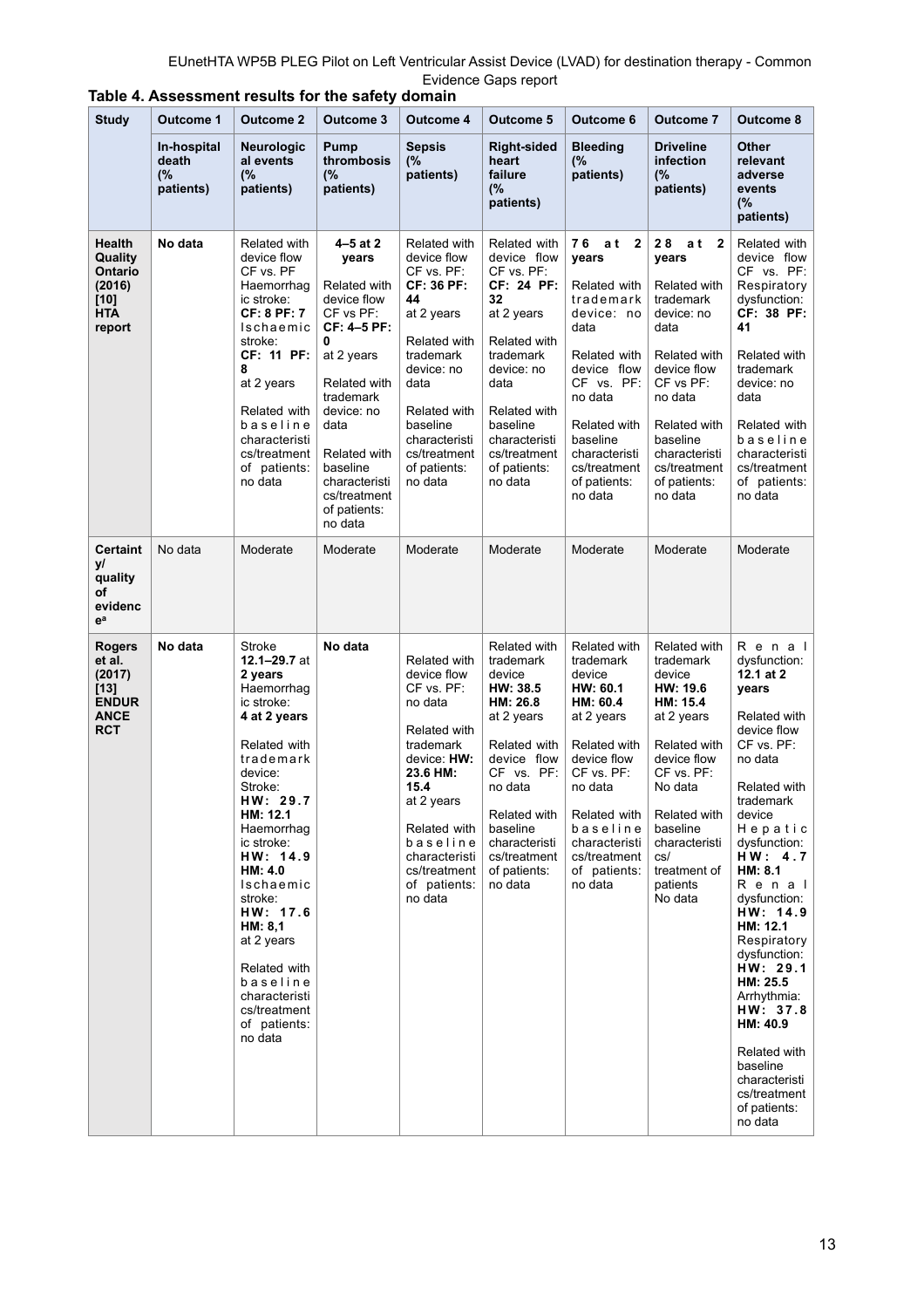**Table 4. Assessment results for the safety domain**

| Study | Outcome 1 | Outcome 2 | Outcome 3 | Outcome 4 | Outcome 5 | Outcome 6 | Outcome 7 | Outcome 8 |
|---|---|---|---|---|---|---|---|---|
| | **In-hospital death (% patients)** | **Neurological events (% patients)** | **Pump thrombosis (% patients)** | **Sepsis (% patients)** | **Right-sided heart failure (% patients)** | **Bleeding (% patients)** | **Driveline infection (% patients)** | **Other relevant adverse events (% patients)** |
| **Health Quality Ontario (2016) [10] HTA report** | **No data** | Related with device flow CF vs. PF Haemorrhagic stroke: **CF: 8 PF: 7** Ischaemic stroke: **CF: 11 PF: 8** at 2 years Related with baseline characteristics/treatment of patients: no data | **4–5 at 2 years** Related with device flow CF vs PF: **CF: 4–5 PF: 0** at 2 years Related with trademark device: no data Related with baseline characteristics/treatment of patients: no data | Related with device flow CF vs. PF: **CF: 36 PF: 44** at 2 years Related with trademark device: no data Related with baseline characteristics/treatment of patients: no data | Related with device flow CF vs. PF: **CF: 24 PF: 32** at 2 years Related with trademark device: no data Related with baseline characteristics/treatment of patients: no data | **76 at 2 years** Related with trademark device: no data Related with device flow CF vs. PF: no data Related with baseline characteristics/treatment of patients: no data | **28 at 2 years** Related with trademark device: no data Related with device flow CF vs PF: no data Related with baseline characteristics/treatment of patients: no data | Related with device flow CF vs. PF: Respiratory dysfunction: **CF: 38 PF: 41** Related with trademark device: no data Related with baseline characteristics/treatment of patients: no data |
| **Certainty/ quality of evidence[a]** | No data | Moderate | Moderate | Moderate | Moderate | Moderate | Moderate | Moderate |
| **Rogers et al. (2017) [13] ENDURANCE RCT** | **No data** | Stroke **12.1–29.7** at **2 years** Haemorrhagic stroke: **4 at 2 years** Related with trademark device: Stroke: **HW: 29.7 HM: 12.1** Haemorrhagic stroke: **HW: 14.9 HM: 4.0** Ischaemic stroke: **HW: 17.6 HM: 8,1** at 2 years Related with baseline characteristics/treatment of patients: no data | **No data** | Related with device flow CF vs. PF: no data Related with trademark device: **HW: 23.6 HM: 15.4** at 2 years Related with baseline characteristics/treatment of patients: no data | Related with trademark device **HW: 38.5 HM: 26.8** at 2 years Related with device flow CF vs. PF: no data Related with baseline characteristics/treatment of patients: no data | Related with trademark device **HW: 60.1 HM: 60.4** at 2 years Related with device flow CF vs. PF: no data Related with baseline characteristics/treatment of patients: no data | Related with trademark device **HW: 19.6 HM: 15.4** at 2 years Related with device flow CF vs. PF: No data Related with baseline characteristics/treatment of patients No data | Renal dysfunction: **12.1 at 2 years** Related with device flow CF vs. PF: no data Related with trademark device Hepatic dysfunction: **HW: 4.7 HM: 8.1** Renal dysfunction: **HW: 14.9 HM: 12.1** Respiratory dysfunction: **HW: 29.1 HM: 25.5** Arrhythmia: **HW: 37.8 HM: 40.9** Related with baseline characteristics/treatment of patients: no data |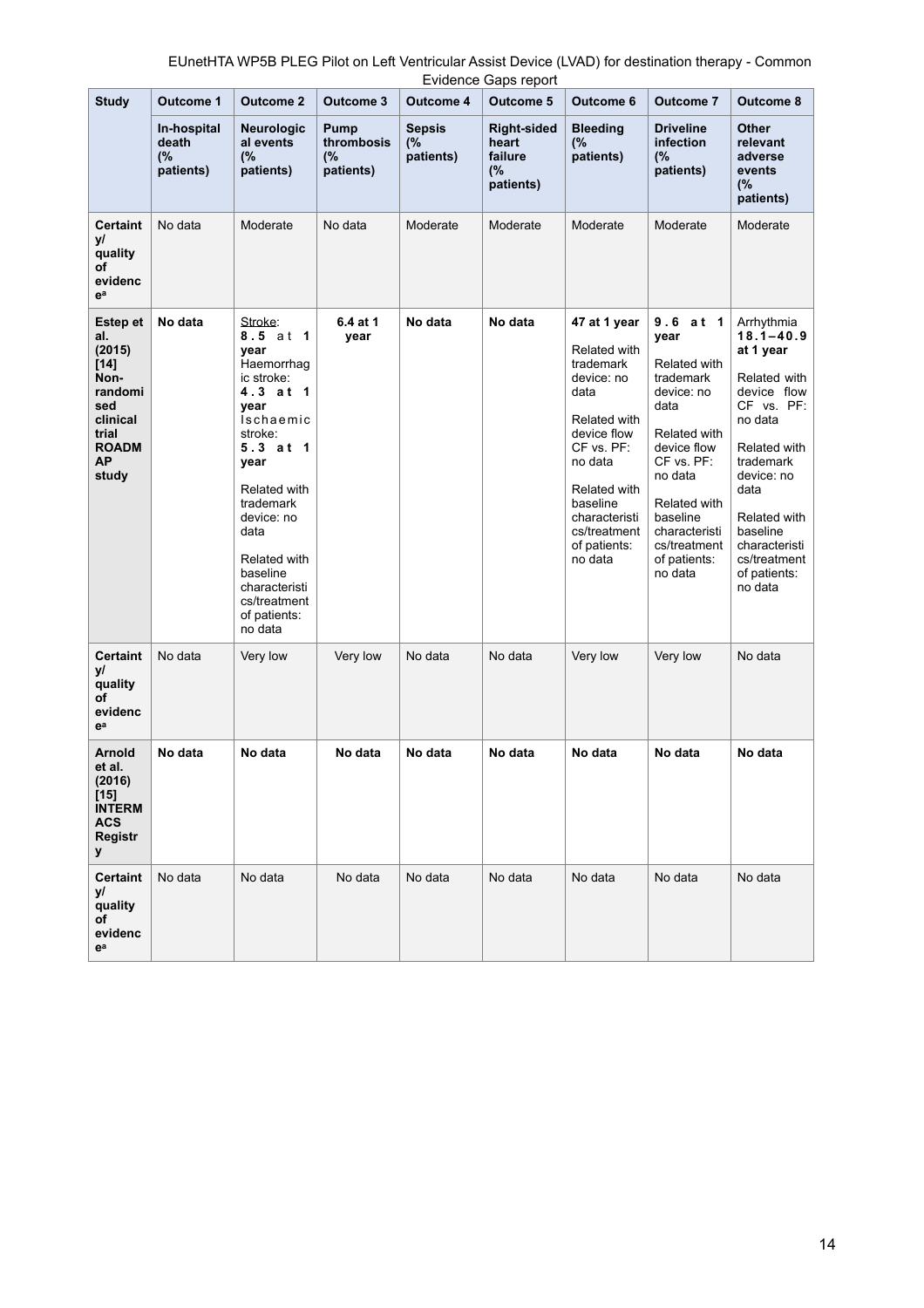| Study | Outcome 1 | Outcome 2 | Outcome 3 | Outcome 4 | Outcome 5 | Outcome 6 | Outcome 7 | Outcome 8 |
|---|---|---|---|---|---|---|---|---|
| | **In-hospital death (% patients)** | **Neurological events (% patients)** | **Pump thrombosis (% patients)** | **Sepsis (% patients)** | **Right-sided heart failure (% patients)** | **Bleeding (% patients)** | **Driveline infection (% patients)** | **Other relevant adverse events (% patients)** |
| **Certainty/ quality of evidence[a]** | No data | Moderate | No data | Moderate | Moderate | Moderate | Moderate | Moderate |
| **Estep et al. (2015) [14] Non-randomised clinical trial ROADMAP study** | **No data** | Stroke: **8.5 at 1 year** Haemorrhagic stroke: **4.3 at 1 year** Ischaemic stroke: **5.3 at 1 year** Related with trademark device: no data Related with baseline characteristics/treatment of patients: no data | **6.4 at 1 year** | **No data** | **No data** | **47 at 1 year** Related with trademark device: no data Related with device flow CF vs. PF: no data Related with baseline characteristics/treatment of patients: no data | **9.6 at 1 year** Related with trademark device: no data Related with device flow CF vs. PF: no data Related with baseline characteristics/treatment of patients: no data | Arrhythmia **18.1–40.9 at 1 year** Related with device flow CF vs. PF: no data Related with trademark device: no data Related with baseline characteristics/treatment of patients: no data |
| **Certainty/ quality of evidence[a]** | No data | Very low | Very low | No data | No data | Very low | Very low | No data |
| **Arnold et al. (2016) [15] INTERMACS Registry** | **No data** | **No data** | **No data** | **No data** | **No data** | **No data** | **No data** | **No data** |
| **Certainty/ quality of evidence[a]** | No data | No data | No data | No data | No data | No data | No data | No data |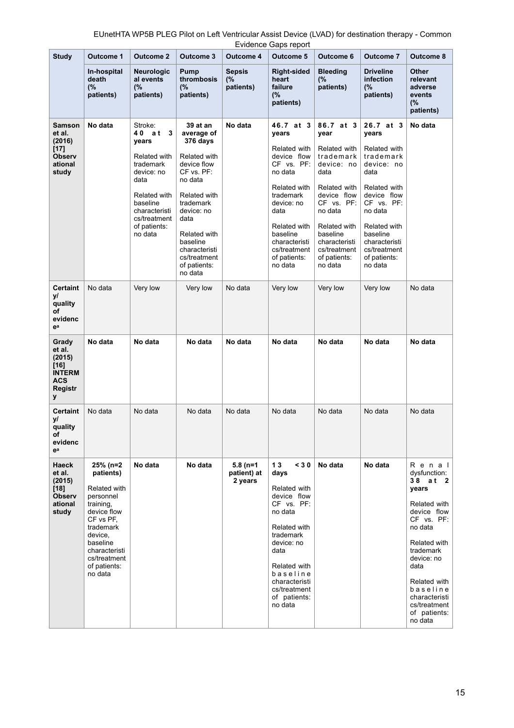| Study | Outcome 1 | Outcome 2 | Outcome 3 | Outcome 4 | Outcome 5 | Outcome 6 | Outcome 7 | Outcome 8 |
|---|---|---|---|---|---|---|---|---|
| | **In-hospital death (% patients)** | **Neurological events (% patients)** | **Pump thrombosis (% patients)** | **Sepsis (% patients)** | **Right-sided heart failure (% patients)** | **Bleeding (% patients)** | **Driveline infection (% patients)** | **Other relevant adverse events (% patients)** |
| **Samson et al. (2016) [17] Observational study** | **No data** | Stroke: **40 at 3 years**<br><br>Related with trademark device: no data<br><br>Related with baseline characteristics/treatment of patients: no data | **39 at an average of 376 days**<br><br>Related with device flow CF vs. PF: no data<br><br>Related with trademark device: no data<br><br>Related with baseline characteristics/treatment of patients: no data | **No data** | **46.7 at 3 years**<br><br>Related with device flow CF vs. PF: no data<br><br>Related with trademark device: no data<br><br>Related with baseline characteristics/treatment of patients: no data | **86.7 at 3 year**<br><br>Related with trademark device: no data<br><br>Related with device flow CF vs. PF: no data<br><br>Related with baseline characteristics/treatment of patients: no data | **26.7 at 3 years**<br><br>Related with trademark device: no data<br><br>Related with device flow CF vs. PF: no data<br><br>Related with baseline characteristics/treatment of patients: no data | **No data** |
| **Certainty/ quality of evidence[a]** | No data | Very low | Very low | No data | Very low | Very low | Very low | No data |
| **Grady et al. (2015) [16] INTERMACS Registry** | **No data** | **No data** | **No data** | **No data** | **No data** | **No data** | **No data** | **No data** |
| **Certainty/ quality of evidence[a]** | No data | No data | No data | No data | No data | No data | No data | No data |
| **Haeck et al. (2015) [18] Observational study** | **25% (n=2 patients)**<br><br>Related with personnel training, device flow CF vs PF, trademark device, baseline characteristics/treatment of patients: no data | **No data** | **No data** | **5.8 (n=1 patient) at 2 years** | **13 <30 days**<br><br>Related with device flow CF vs. PF: no data<br><br>Related with trademark device: no data<br><br>Related with baseline characteristics/treatment of patients: no data | **No data** | **No data** | Renal dysfunction: **38 at 2 years**<br><br>Related with device flow CF vs. PF: no data<br><br>Related with trademark device: no data<br><br>Related with baseline characteristics/treatment of patients: no data |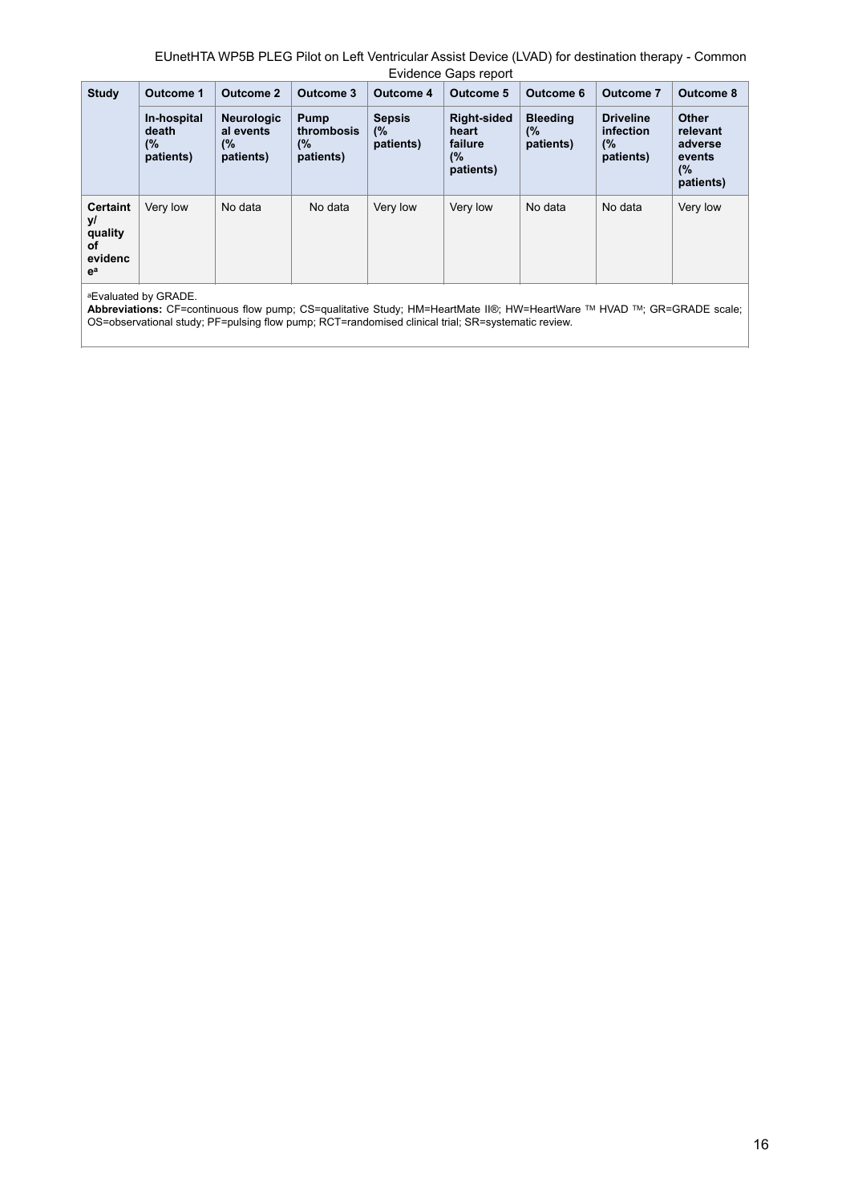| Study | Outcome 1 | Outcome 2 | Outcome 3 | Outcome 4 | Outcome 5 | Outcome 6 | Outcome 7 | Outcome 8 |
|---|---|---|---|---|---|---|---|---|
| | **In-hospital death (% patients)** | **Neurological events (% patients)** | **Pump thrombosis (% patients)** | **Sepsis (% patients)** | **Right-sided heart failure (% patients)** | **Bleeding (% patients)** | **Driveline infection (% patients)** | **Other relevant adverse events (% patients)** |
| **Certainty/ quality of evidence[a]** | Very low | No data | No data | Very low | Very low | No data | No data | Very low |

[a]Evaluated by GRADE.

**Abbreviations:** CF=continuous flow pump; CS=qualitative Study; HM=HeartMate II®; HW=HeartWare ™ HVAD ™; GR=GRADE scale; OS=observational study; PF=pulsing flow pump; RCT=randomised clinical trial; SR=systematic review.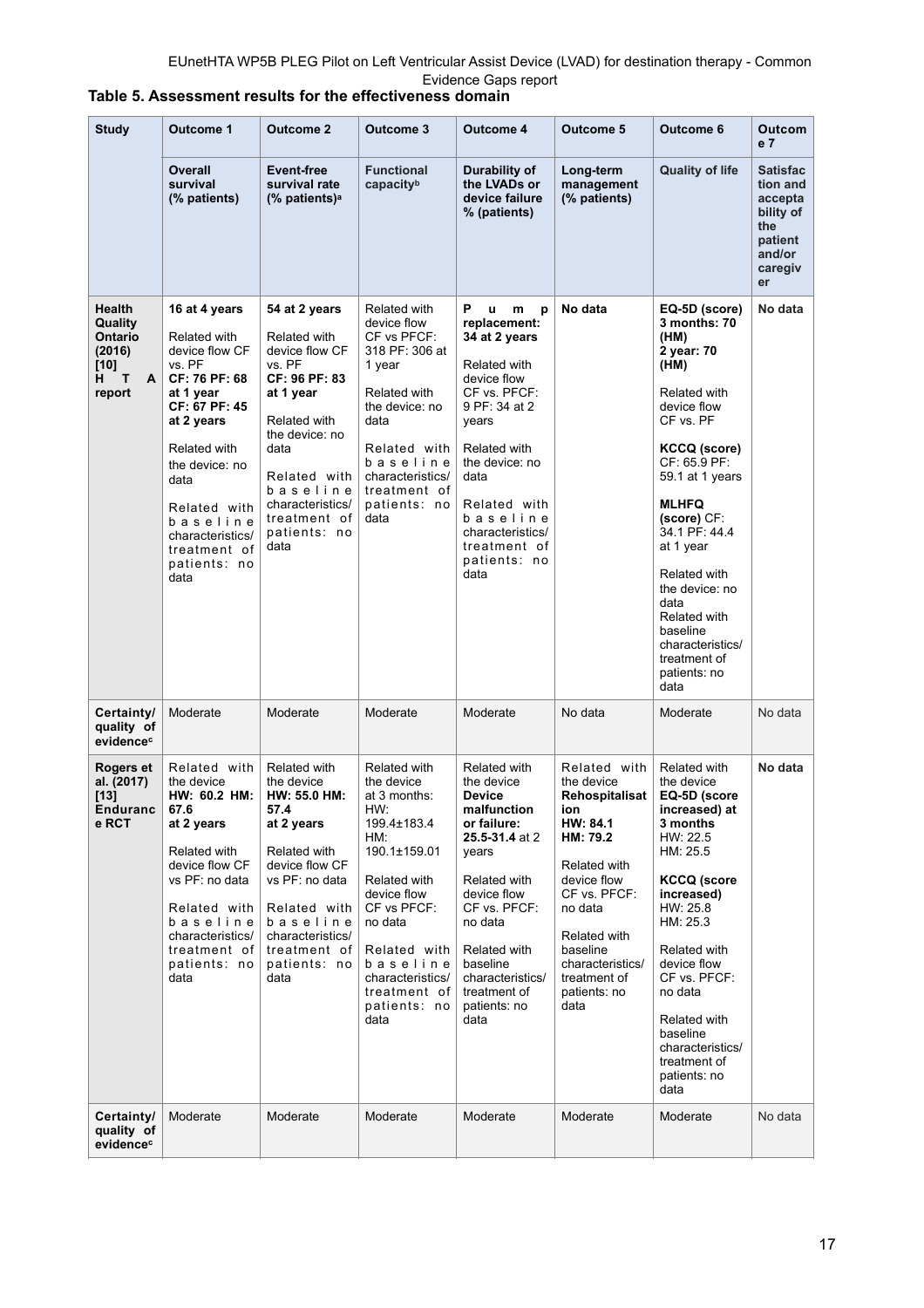**Table 5. Assessment results for the effectiveness domain**

| Study | Outcome 1 | Outcome 2 | Outcome 3 | Outcome 4 | Outcome 5 | Outcome 6 | Outcome 7 |
|---|---|---|---|---|---|---|---|
| | **Overall survival (% patients)** | **Event-free survival rate (% patients)[a]** | **Functional capacity[b]** | **Durability of the LVADs or device failure % (patients)** | **Long-term management (% patients)** | **Quality of life** | **Satisfaction and acceptability of the patient and/or caregiver** |
| **Health Quality Ontario (2016) [10] HTA report** | **16 at 4 years**<br><br>Related with device flow CF vs. PF<br>**CF: 76 PF: 68 at 1 year**<br>**CF: 67 PF: 45 at 2 years**<br><br>Related with the device: no data<br><br>Related with baseline characteristics/ treatment of patients: no data | **54 at 2 years**<br><br>Related with device flow CF vs. PF<br>**CF: 96 PF: 83 at 1 year**<br><br>Related with the device: no data<br><br>Related with baseline characteristics/ treatment of patients: no data | Related with device flow CF vs PFCF: 318 PF: 306 at 1 year<br><br>Related with the device: no data<br><br>Related with baseline characteristics/ treatment of patients: no data | **Pump replacement: 34 at 2 years**<br><br>Related with device flow CF vs. PFCF: 9 PF: 34 at 2 years<br><br>Related with the device: no data<br><br>Related with baseline characteristics/ treatment of patients: no data | **No data** | **EQ-5D (score) 3 months: 70 (HM)**<br>**2 year: 70 (HM)**<br><br>Related with device flow CF vs. PF<br><br>**KCCQ (score)** CF: 65.9 PF: 59.1 at 1 years<br><br>**MLHFQ (score)** CF: 34.1 PF: 44.4 at 1 year<br><br>Related with the device: no data<br>Related with baseline characteristics/ treatment of patients: no data | **No data** |
| **Certainty/ quality of evidence[c]** | Moderate | Moderate | Moderate | Moderate | No data | Moderate | No data |
| **Rogers et al. (2017) [13] Endurance RCT** | Related with the device<br>**HW: 60.2 HM: 67.6 at 2 years**<br><br>Related with device flow CF vs PF: no data<br><br>Related with baseline characteristics/ treatment of patients: no data | Related with the device<br>**HW: 55.0 HM: 57.4 at 2 years**<br><br>Related with device flow CF vs PF: no data<br><br>Related with baseline characteristics/ treatment of patients: no data | Related with the device at 3 months:<br>HW: 199.4±183.4<br>HM: 190.1±159.01<br><br>Related with device flow CF vs PFCF: no data<br><br>Related with baseline characteristics/ treatment of patients: no data | Related with the device<br>**Device malfunction or failure: 25.5-31.4** at 2 years<br><br>Related with device flow CF vs. PFCF: no data<br><br>Related with baseline characteristics/ treatment of patients: no data | Related with the device<br>**Rehospitalisation HW: 84.1 HM: 79.2**<br><br>Related with device flow CF vs. PFCF: no data<br><br>Related with baseline characteristics/ treatment of patients: no data | Related with the device<br>**EQ-5D (score increased) at 3 months**<br>HW: 22.5<br>HM: 25.5<br><br>**KCCQ (score increased)**<br>HW: 25.8<br>HM: 25.3<br><br>Related with device flow CF vs. PFCF: no data<br><br>Related with baseline characteristics/ treatment of patients: no data | **No data** |
| **Certainty/ quality of evidence[c]** | Moderate | Moderate | Moderate | Moderate | Moderate | Moderate | No data |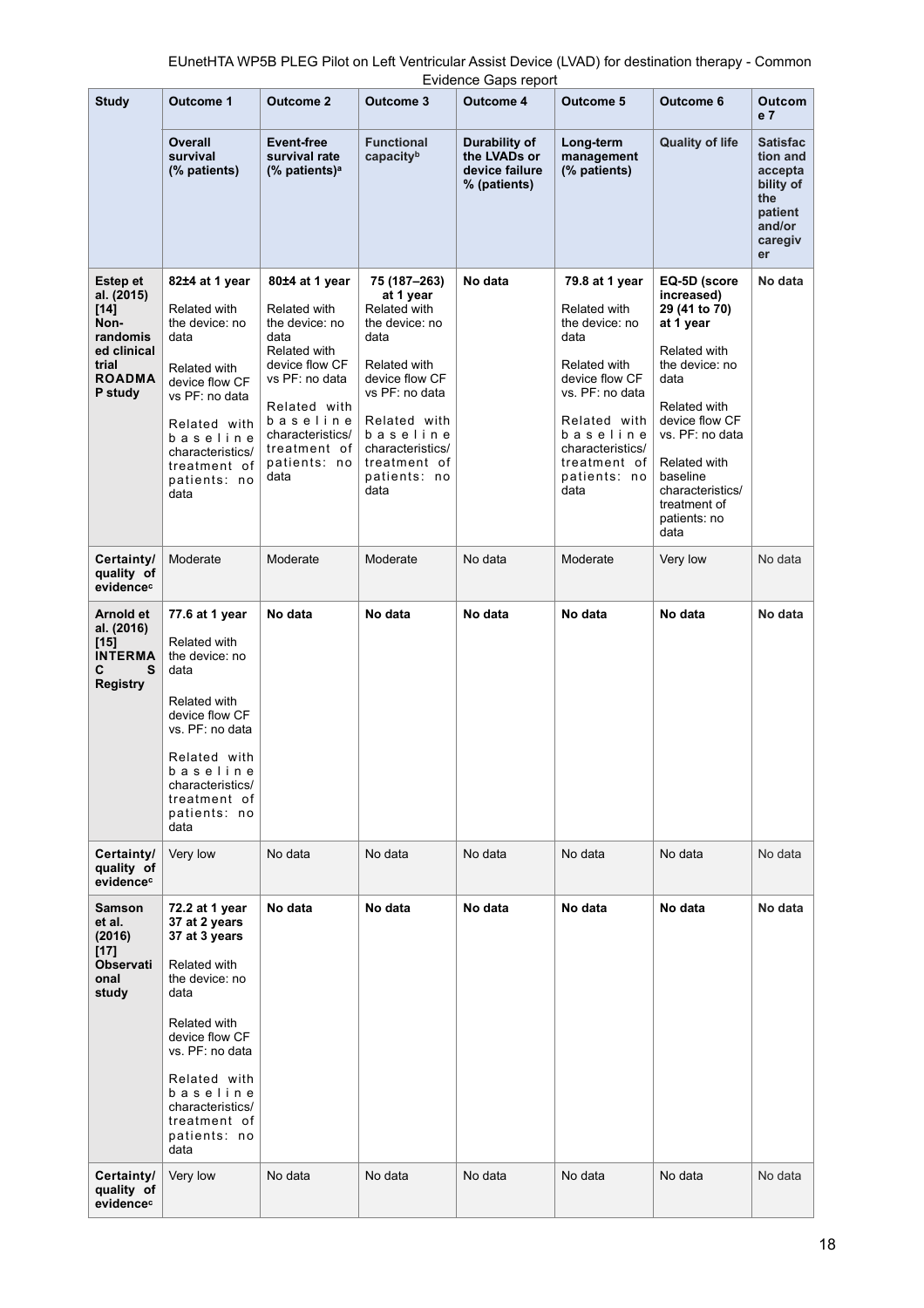| Study | Outcome 1 | Outcome 2 | Outcome 3 | Outcome 4 | Outcome 5 | Outcome 6 | Outcome 7 |
|---|---|---|---|---|---|---|---|
| | **Overall survival (% patients)** | **Event-free survival rate (% patients)[a]** | **Functional capacity[b]** | **Durability of the LVADs or device failure % (patients)** | **Long-term management (% patients)** | **Quality of life** | **Satisfaction and acceptability of the patient and/or caregiver** |
| **Estep et al. (2015) [14] Non-randomised clinical trial ROADMAP study** | **82±4 at 1 year**<br><br>Related with the device: no data<br><br>Related with device flow CF vs PF: no data<br><br>Related with baseline characteristics/ treatment of patients: no data | **80±4 at 1 year**<br><br>Related with the device: no data<br>Related with device flow CF vs PF: no data<br><br>Related with baseline characteristics/ treatment of patients: no data | **75 (187–263) at 1 year**<br>Related with the device: no data<br><br>Related with device flow CF vs PF: no data<br><br>Related with baseline characteristics/ treatment of patients: no data | **No data** | **79.8 at 1 year**<br><br>Related with the device: no data<br><br>Related with device flow CF vs. PF: no data<br><br>Related with baseline characteristics/ treatment of patients: no data | **EQ-5D (score increased) 29 (41 to 70) at 1 year**<br><br>Related with the device: no data<br><br>Related with device flow CF vs. PF: no data<br><br>Related with baseline characteristics/ treatment of patients: no data | **No data** |
| **Certainty/ quality of evidence[c]** | Moderate | Moderate | Moderate | No data | Moderate | Very low | No data |
| **Arnold et al. (2016) [15] INTERMACS Registry** | **77.6 at 1 year**<br><br>Related with the device: no data<br><br>Related with device flow CF vs. PF: no data<br><br>Related with baseline characteristics/ treatment of patients: no data | **No data** | **No data** | **No data** | **No data** | **No data** | **No data** |
| **Certainty/ quality of evidence[c]** | Very low | No data | No data | No data | No data | No data | No data |
| **Samson et al. (2016) [17] Observational study** | **72.2 at 1 year**<br>**37 at 2 years**<br>**37 at 3 years**<br><br>Related with the device: no data<br><br>Related with device flow CF vs. PF: no data<br><br>Related with baseline characteristics/ treatment of patients: no data | **No data** | **No data** | **No data** | **No data** | **No data** | **No data** |
| **Certainty/ quality of evidence[c]** | Very low | No data | No data | No data | No data | No data | No data |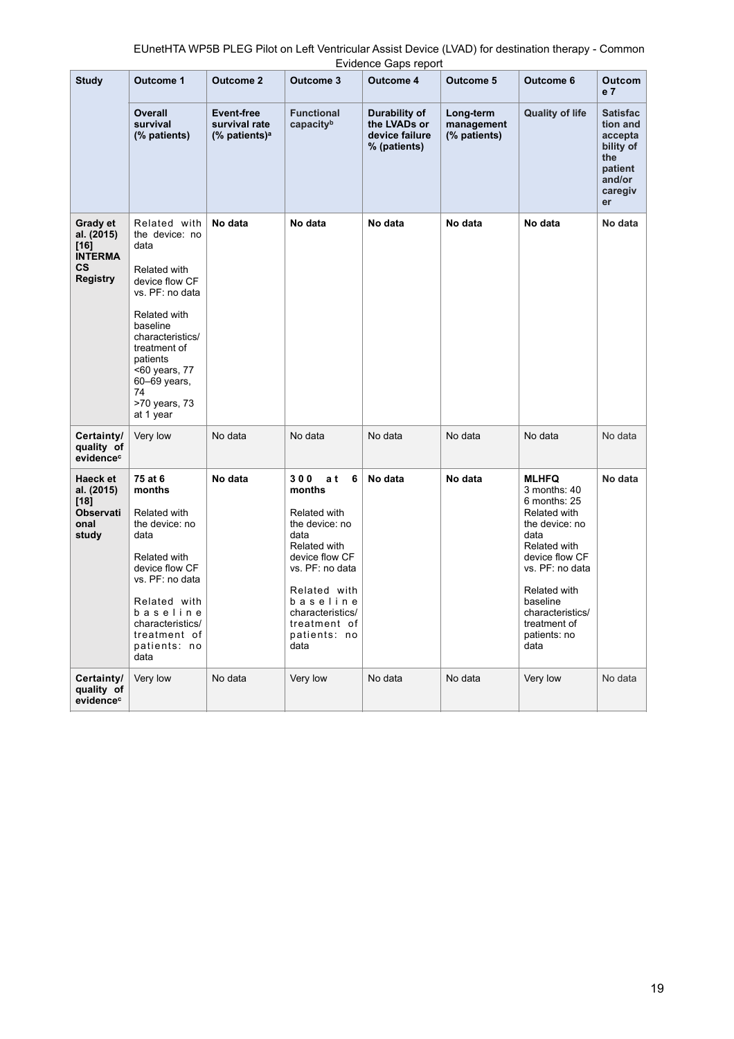| Study | Outcome 1 | Outcome 2 | Outcome 3 | Outcome 4 | Outcome 5 | Outcome 6 | Outcome 7 |
|---|---|---|---|---|---|---|---|
| | **Overall survival (% patients)** | **Event-free survival rate (% patients)[a]** | **Functional capacity[b]** | **Durability of the LVADs or device failure % (patients)** | **Long-term management (% patients)** | **Quality of life** | **Satisfaction and acceptability of the patient and/or caregiver** |
| **Grady et al. (2015) [16] INTERMACS Registry** | Related with the device: no data<br><br>Related with device flow CF vs. PF: no data<br><br>Related with baseline characteristics/ treatment of patients <60 years, 77 60–69 years, 74 >70 years, 73 at 1 year | **No data** | **No data** | **No data** | **No data** | **No data** | **No data** |
| **Certainty/ quality of evidence[c]** | Very low | No data | No data | No data | No data | No data | No data |
| **Haeck et al. (2015) [18] Observational study** | **75 at 6 months**<br><br>Related with the device: no data<br><br>Related with device flow CF vs. PF: no data<br><br>Related with baseline characteristics/ treatment of patients: no data | **No data** | **300 at 6 months**<br><br>Related with the device: no data<br>Related with device flow CF vs. PF: no data<br><br>Related with baseline characteristics/ treatment of patients: no data | **No data** | **No data** | **MLHFQ**<br>3 months: 40<br>6 months: 25<br>Related with the device: no data<br>Related with device flow CF vs. PF: no data<br><br>Related with baseline characteristics/ treatment of patients: no data | **No data** |
| **Certainty/ quality of evidence[c]** | Very low | No data | Very low | No data | No data | Very low | No data |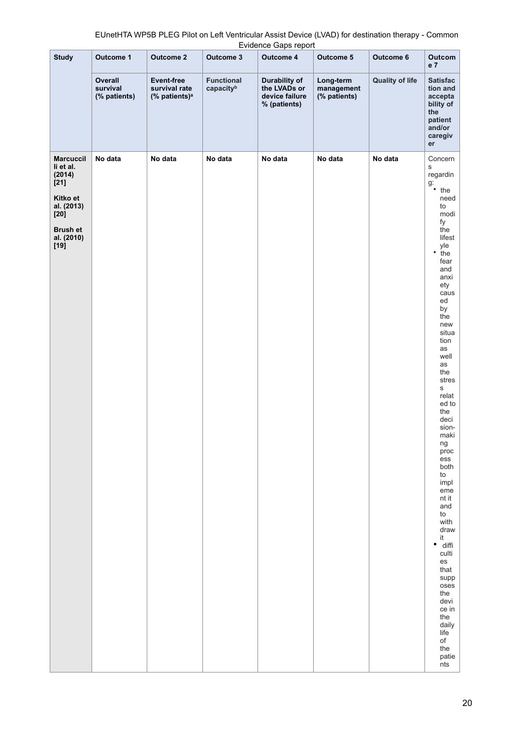| Study | Outcome 1 | Outcome 2 | Outcome 3 | Outcome 4 | Outcome 5 | Outcome 6 | Outcome 7 |
|---|---|---|---|---|---|---|---|
| | **Overall survival (% patients)** | **Event-free survival rate (% patients)[a]** | **Functional capacity[b]** | **Durability of the LVADs or device failure % (patients)** | **Long-term management (% patients)** | **Quality of life** | **Satisfaction and acceptability of the patient and/or caregiver** |
| **Marcuccilli et al. (2014) [21]**<br><br>**Kitko et al. (2013) [20]**<br><br>**Brush et al. (2010) [19]** | **No data** | **No data** | **No data** | **No data** | **No data** | **No data** | Concerns regarding:<br>• the need to modify the lifestyle<br>• the fear and anxiety caused by the new situation as well as the stress related to the decision-making process both to implement it and to withdraw it<br>• difficulties that supposes the device in the daily life of the patients |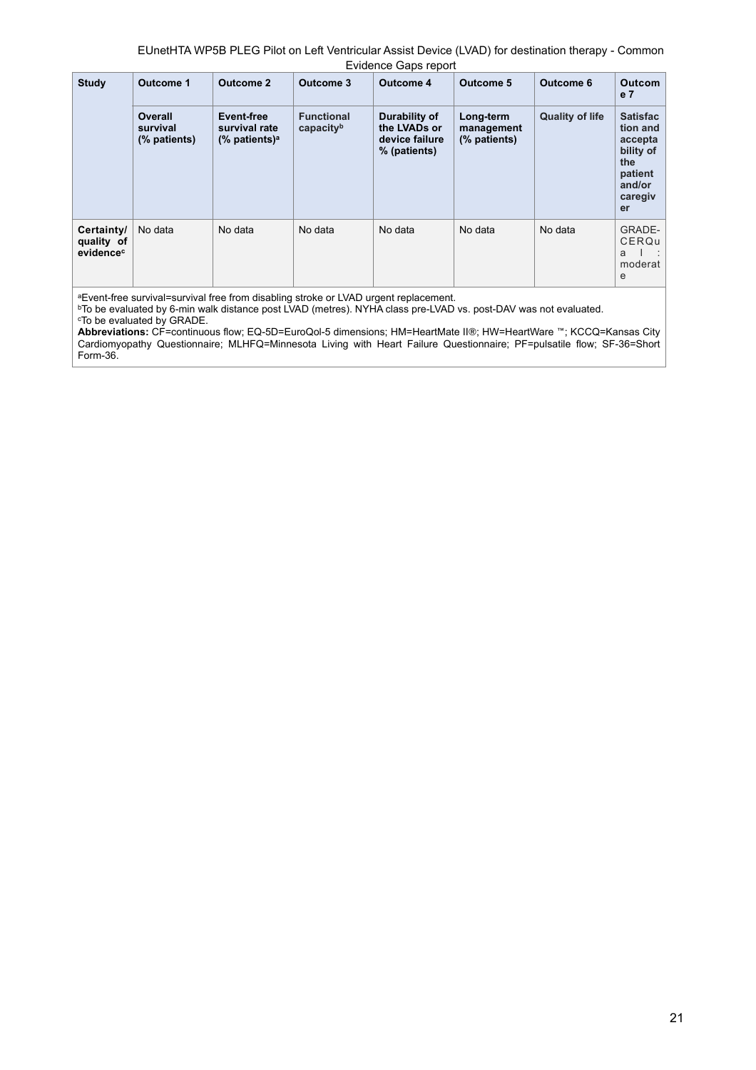| Study | Outcome 1 | Outcome 2 | Outcome 3 | Outcome 4 | Outcome 5 | Outcome 6 | Outcome 7 |
|---|---|---|---|---|---|---|---|
| | **Overall survival (% patients)** | **Event-free survival rate (% patients)[a]** | **Functional capacity[b]** | **Durability of the LVADs or device failure % (patients)** | **Long-term management (% patients)** | **Quality of life** | **Satisfaction and acceptability of the patient and/or caregiver** |
| **Certainty/ quality of evidence[c]** | No data | No data | No data | No data | No data | No data | GRADE-CERQual: moderate |

[a]Event-free survival=survival free from disabling stroke or LVAD urgent replacement.
[b]To be evaluated by 6-min walk distance post LVAD (metres). NYHA class pre-LVAD vs. post-DAV was not evaluated.
[c]To be evaluated by GRADE.
**Abbreviations:** CF=continuous flow; EQ-5D=EuroQol-5 dimensions; HM=HeartMate II®; HW=HeartWare ™; KCCQ=Kansas City Cardiomyopathy Questionnaire; MLHFQ=Minnesota Living with Heart Failure Questionnaire; PF=pulsatile flow; SF-36=Short Form-36.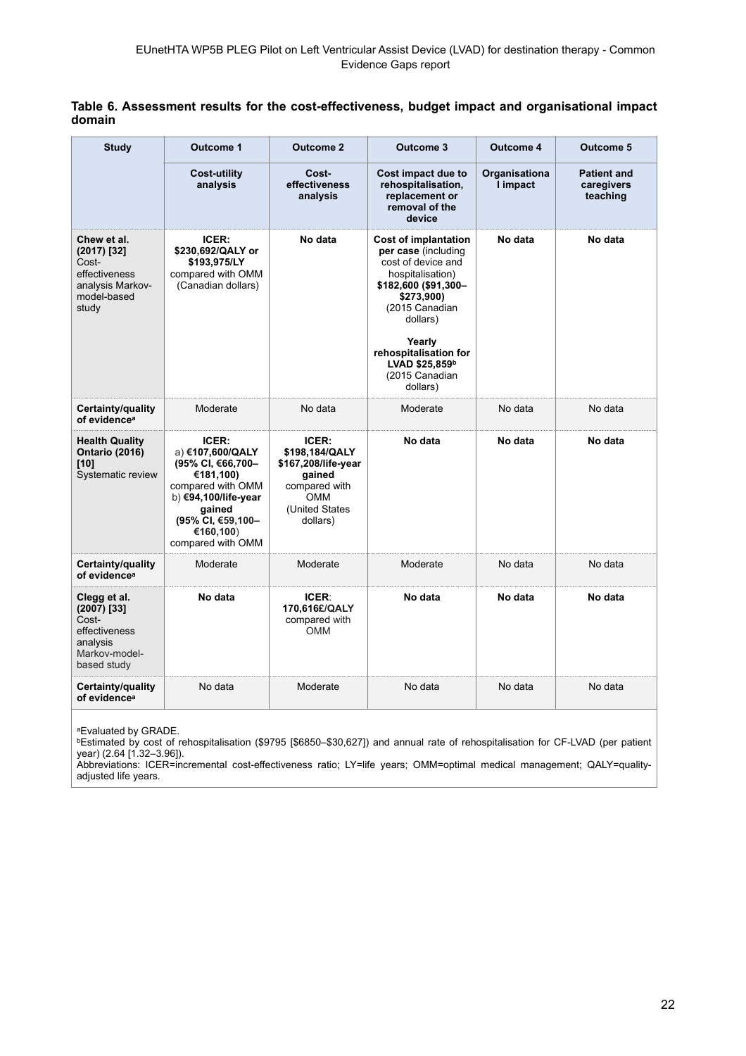**Table 6. Assessment results for the cost-effectiveness, budget impact and organisational impact domain**

| Study | Outcome 1 | Outcome 2 | Outcome 3 | Outcome 4 | Outcome 5 |
|---|---|---|---|---|---|
| | **Cost-utility analysis** | **Cost-effectiveness analysis** | **Cost impact due to rehospitalisation, replacement or removal of the device** | **Organisational impact** | **Patient and caregivers teaching** |
| **Chew et al. (2017) [32]** Cost-effectiveness analysis Markov-model-based study | **ICER: $230,692/QALY or $193,975/LY** compared with OMM (Canadian dollars) | **No data** | **Cost of implantation per case** (including cost of device and hospitalisation) **$182,600 ($91,300–$273,900)** (2015 Canadian dollars)<br><br>**Yearly rehospitalisation for LVAD $25,859**[b] (2015 Canadian dollars) | **No data** | **No data** |
| **Certainty/quality of evidence**[a] | Moderate | No data | Moderate | No data | No data |
| **Health Quality Ontario (2016) [10]** Systematic review | **ICER:** a) **€107,600/QALY (95% CI, €66,700–€181,100)** compared with OMM b) **€94,100/life-year gained (95% CI, €59,100–€160,100)** compared with OMM | **ICER: $198,184/QALY $167,208/life-year gained** compared with OMM (United States dollars) | **No data** | **No data** | **No data** |
| **Certainty/quality of evidence**[a] | Moderate | Moderate | Moderate | No data | No data |
| **Clegg et al. (2007) [33]** Cost-effectiveness analysis Markov-model-based study | **No data** | **ICER: 170,616£/QALY** compared with OMM | **No data** | **No data** | **No data** |
| **Certainty/quality of evidence**[a] | No data | Moderate | No data | No data | No data |

[a]Evaluated by GRADE.
[b]Estimated by cost of rehospitalisation ($9795 [$6850–$30,627]) and annual rate of rehospitalisation for CF-LVAD (per patient year) (2.64 [1.32–3.96]).
Abbreviations: ICER=incremental cost-effectiveness ratio; LY=life years; OMM=optimal medical management; QALY=quality-adjusted life years.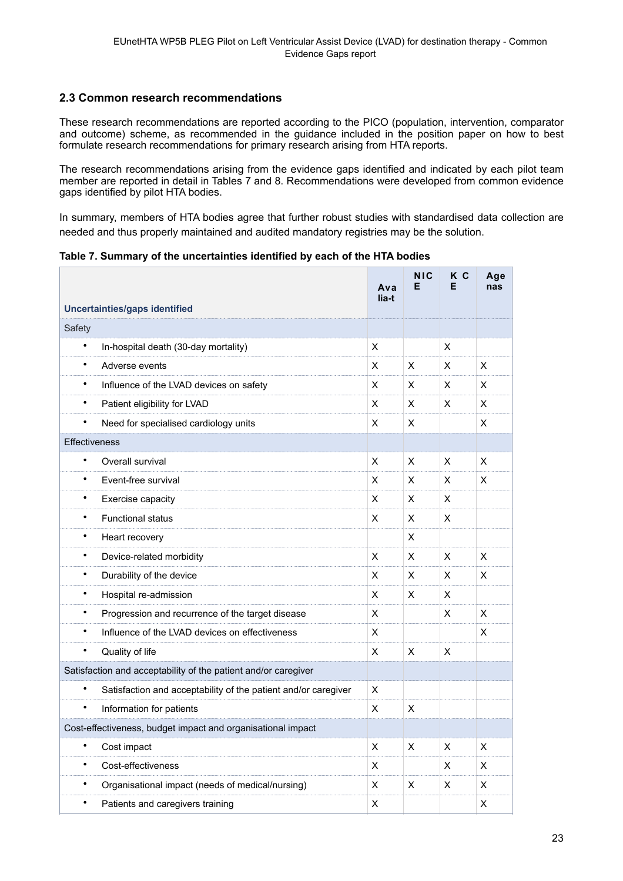## 2.3 Common research recommendations

These research recommendations are reported according to the PICO (population, intervention, comparator and outcome) scheme, as recommended in the guidance included in the position paper on how to best formulate research recommendations for primary research arising from HTA reports.

The research recommendations arising from the evidence gaps identified and indicated by each pilot team member are reported in detail in Tables 7 and 8. Recommendations were developed from common evidence gaps identified by pilot HTA bodies.

In summary, members of HTA bodies agree that further robust studies with standardised data collection are needed and thus properly maintained and audited mandatory registries may be the solution.

**Table 7. Summary of the uncertainties identified by each of the HTA bodies**

| Uncertainties/gaps identified | Avalia-t | NICE | KCE | Agenas |
|---|---|---|---|---|
| Safety | | | | |
| • In-hospital death (30-day mortality) | X | | X | |
| • Adverse events | X | X | X | X |
| • Influence of the LVAD devices on safety | X | X | X | X |
| • Patient eligibility for LVAD | X | X | X | X |
| • Need for specialised cardiology units | X | X | | X |
| Effectiveness | | | | |
| • Overall survival | X | X | X | X |
| • Event-free survival | X | X | X | X |
| • Exercise capacity | X | X | X | |
| • Functional status | X | X | X | |
| • Heart recovery | | X | | |
| • Device-related morbidity | X | X | X | X |
| • Durability of the device | X | X | X | X |
| • Hospital re-admission | X | X | X | |
| • Progression and recurrence of the target disease | X | | X | X |
| • Influence of the LVAD devices on effectiveness | X | | | X |
| • Quality of life | X | X | X | |
| Satisfaction and acceptability of the patient and/or caregiver | | | | |
| • Satisfaction and acceptability of the patient and/or caregiver | X | | | |
| • Information for patients | X | X | | |
| Cost-effectiveness, budget impact and organisational impact | | | | |
| • Cost impact | X | X | X | X |
| • Cost-effectiveness | X | | X | X |
| • Organisational impact (needs of medical/nursing) | X | X | X | X |
| • Patients and caregivers training | X | | | X |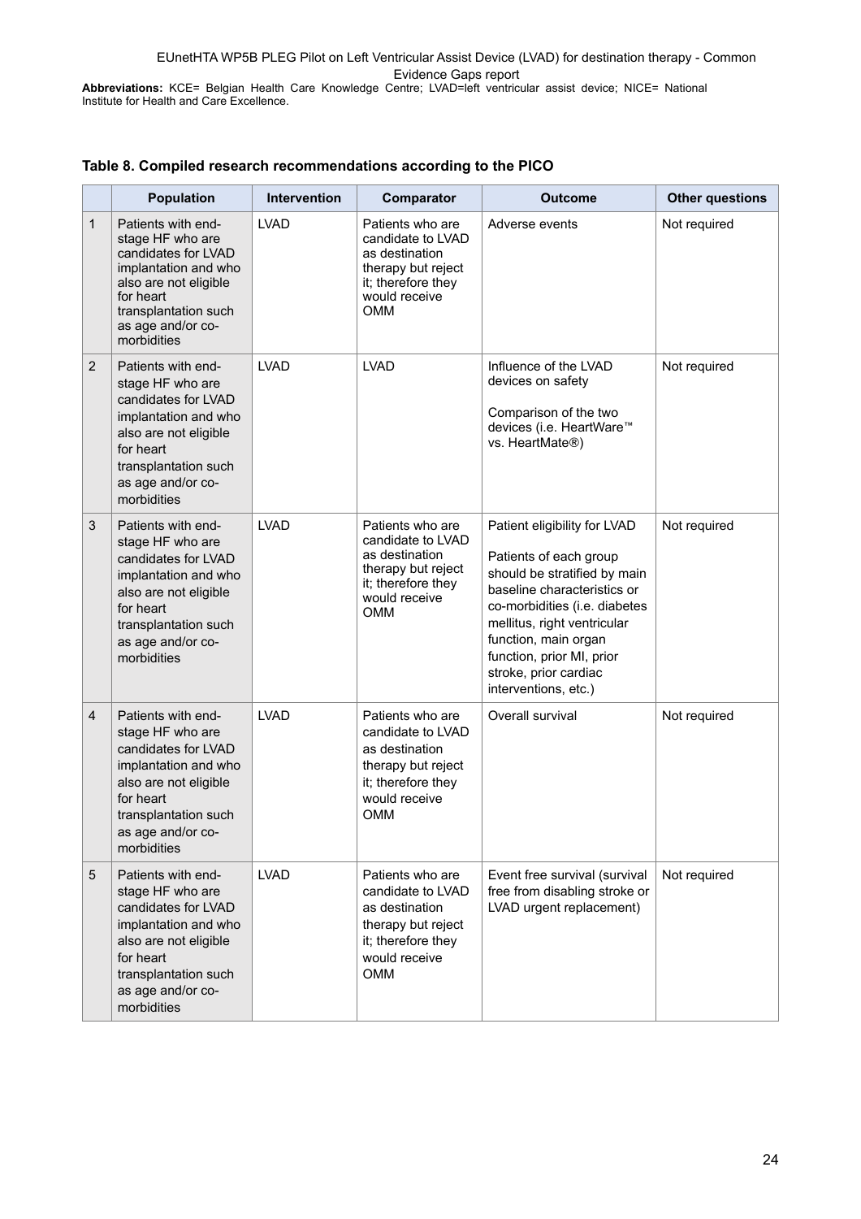**Abbreviations:** KCE= Belgian Health Care Knowledge Centre; LVAD=left ventricular assist device; NICE= National Institute for Health and Care Excellence.

**Table 8. Compiled research recommendations according to the PICO**

| | Population | Intervention | Comparator | Outcome | Other questions |
|---|---|---|---|---|---|
| 1 | Patients with end-stage HF who are candidates for LVAD implantation and who also are not eligible for heart transplantation such as age and/or co-morbidities | LVAD | Patients who are candidate to LVAD as destination therapy but reject it; therefore they would receive OMM | Adverse events | Not required |
| 2 | Patients with end-stage HF who are candidates for LVAD implantation and who also are not eligible for heart transplantation such as age and/or co-morbidities | LVAD | LVAD | Influence of the LVAD devices on safety<br><br>Comparison of the two devices (i.e. HeartWare™ vs. HeartMate®) | Not required |
| 3 | Patients with end-stage HF who are candidates for LVAD implantation and who also are not eligible for heart transplantation such as age and/or co-morbidities | LVAD | Patients who are candidate to LVAD as destination therapy but reject it; therefore they would receive OMM | Patient eligibility for LVAD<br><br>Patients of each group should be stratified by main baseline characteristics or co-morbidities (i.e. diabetes mellitus, right ventricular function, main organ function, prior MI, prior stroke, prior cardiac interventions, etc.) | Not required |
| 4 | Patients with end-stage HF who are candidates for LVAD implantation and who also are not eligible for heart transplantation such as age and/or co-morbidities | LVAD | Patients who are candidate to LVAD as destination therapy but reject it; therefore they would receive OMM | Overall survival | Not required |
| 5 | Patients with end-stage HF who are candidates for LVAD implantation and who also are not eligible for heart transplantation such as age and/or co-morbidities | LVAD | Patients who are candidate to LVAD as destination therapy but reject it; therefore they would receive OMM | Event free survival (survival free from disabling stroke or LVAD urgent replacement) | Not required |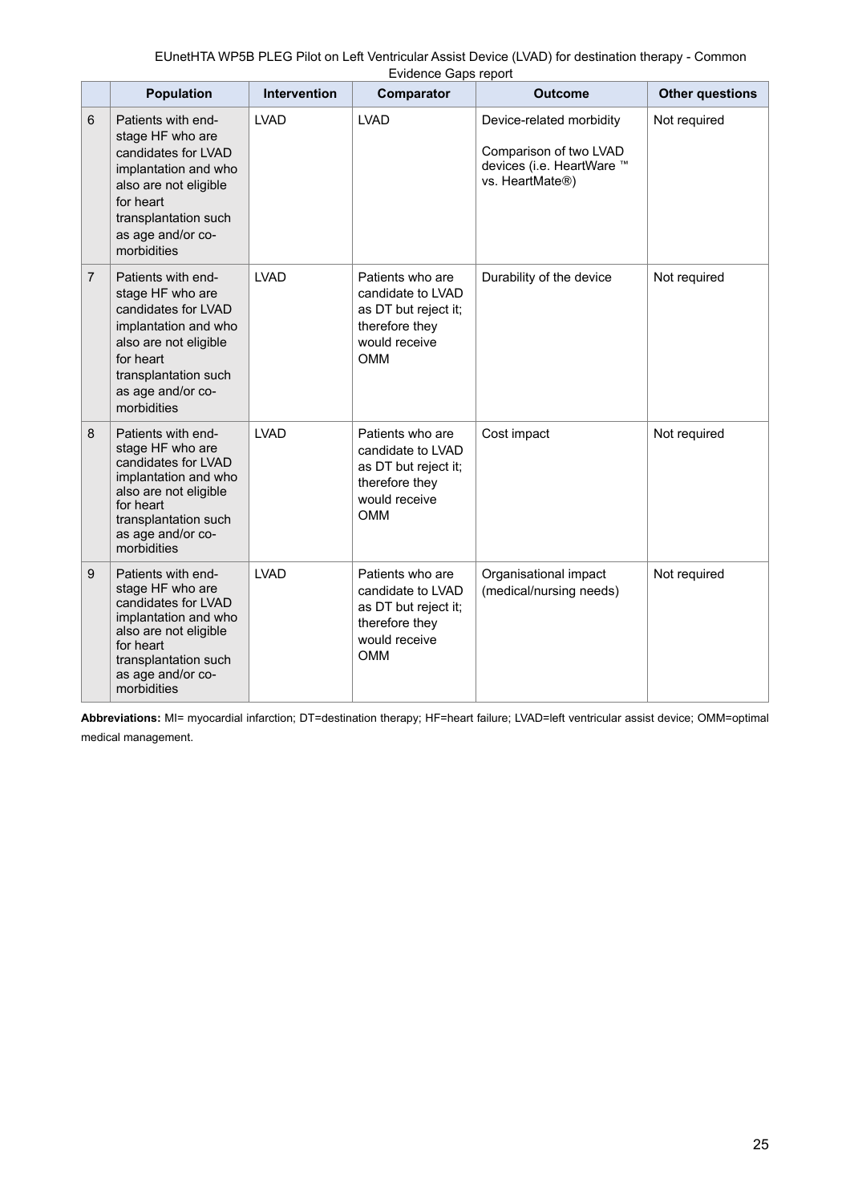| | Population | Intervention | Comparator | Outcome | Other questions |
|---|---|---|---|---|---|
| 6 | Patients with end-stage HF who are candidates for LVAD implantation and who also are not eligible for heart transplantation such as age and/or co-morbidities | LVAD | LVAD | Device-related morbidity<br><br>Comparison of two LVAD devices (i.e. HeartWare ™ vs. HeartMate®) | Not required |
| 7 | Patients with end-stage HF who are candidates for LVAD implantation and who also are not eligible for heart transplantation such as age and/or co-morbidities | LVAD | Patients who are candidate to LVAD as DT but reject it; therefore they would receive OMM | Durability of the device | Not required |
| 8 | Patients with end-stage HF who are candidates for LVAD implantation and who also are not eligible for heart transplantation such as age and/or co-morbidities | LVAD | Patients who are candidate to LVAD as DT but reject it; therefore they would receive OMM | Cost impact | Not required |
| 9 | Patients with end-stage HF who are candidates for LVAD implantation and who also are not eligible for heart transplantation such as age and/or co-morbidities | LVAD | Patients who are candidate to LVAD as DT but reject it; therefore they would receive OMM | Organisational impact (medical/nursing needs) | Not required |

**Abbreviations:** MI= myocardial infarction; DT=destination therapy; HF=heart failure; LVAD=left ventricular assist device; OMM=optimal medical management.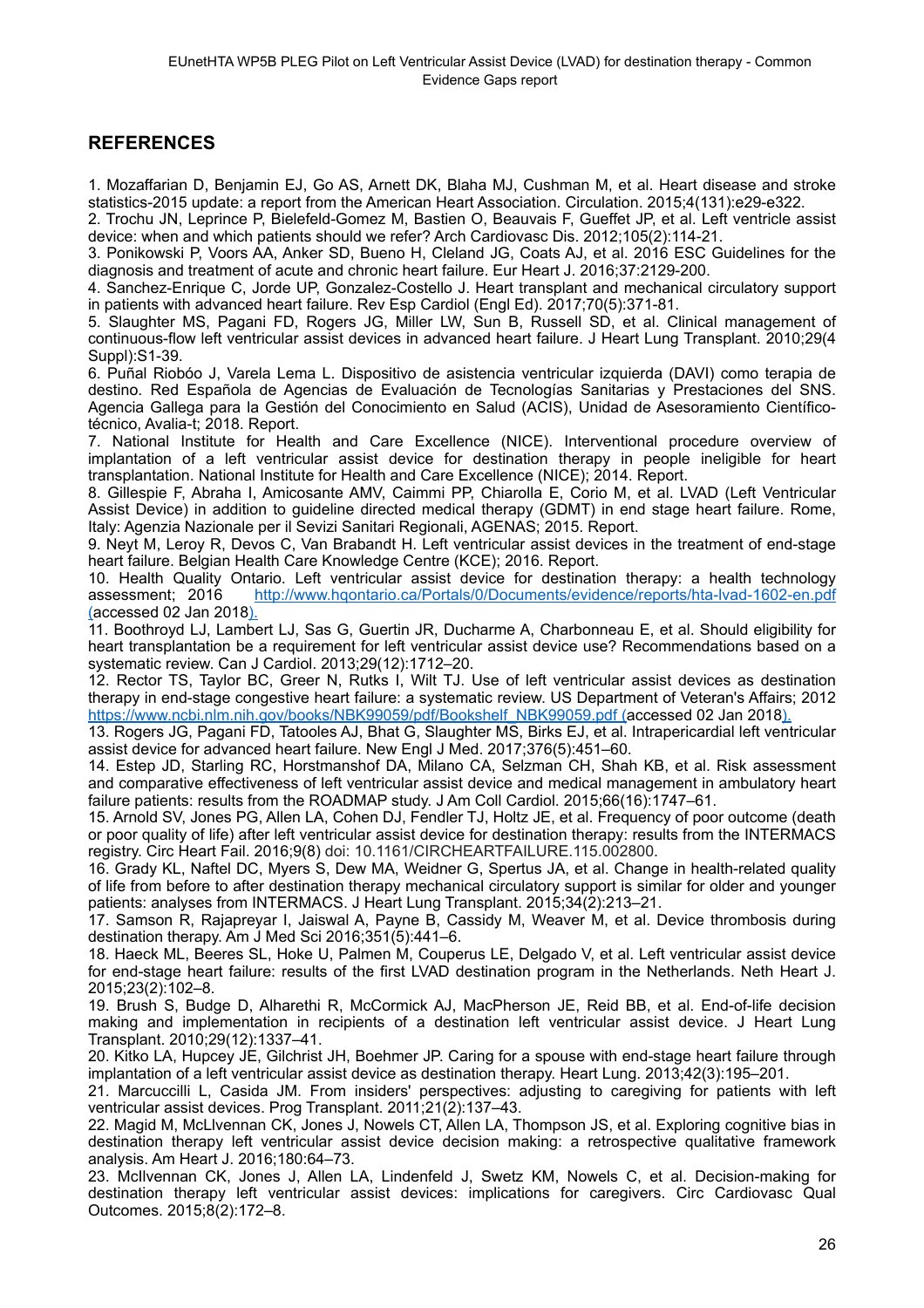## REFERENCES

1. Mozaffarian D, Benjamin EJ, Go AS, Arnett DK, Blaha MJ, Cushman M, et al. Heart disease and stroke statistics-2015 update: a report from the American Heart Association. Circulation. 2015;4(131):e29-e322.
2. Trochu JN, Leprince P, Bielefeld-Gomez M, Bastien O, Beauvais F, Gueffet JP, et al. Left ventricle assist device: when and which patients should we refer? Arch Cardiovasc Dis. 2012;105(2):114-21.
3. Ponikowski P, Voors AA, Anker SD, Bueno H, Cleland JG, Coats AJ, et al. 2016 ESC Guidelines for the diagnosis and treatment of acute and chronic heart failure. Eur Heart J. 2016;37:2129-200.
4. Sanchez-Enrique C, Jorde UP, Gonzalez-Costello J. Heart transplant and mechanical circulatory support in patients with advanced heart failure. Rev Esp Cardiol (Engl Ed). 2017;70(5):371-81.
5. Slaughter MS, Pagani FD, Rogers JG, Miller LW, Sun B, Russell SD, et al. Clinical management of continuous-flow left ventricular assist devices in advanced heart failure. J Heart Lung Transplant. 2010;29(4 Suppl):S1-39.
6. Puñal Riobóo J, Varela Lema L. Dispositivo de asistencia ventricular izquierda (DAVI) como terapia de destino. Red Española de Agencias de Evaluación de Tecnologías Sanitarias y Prestaciones del SNS. Agencia Gallega para la Gestión del Conocimiento en Salud (ACIS), Unidad de Asesoramiento Científico-técnico, Avalia-t; 2018. Report.
7. National Institute for Health and Care Excellence (NICE). Interventional procedure overview of implantation of a left ventricular assist device for destination therapy in people ineligible for heart transplantation. National Institute for Health and Care Excellence (NICE); 2014. Report.
8. Gillespie F, Abraha I, Amicosante AMV, Caimmi PP, Chiarolla E, Corio M, et al. LVAD (Left Ventricular Assist Device) in addition to guideline directed medical therapy (GDMT) in end stage heart failure. Rome, Italy: Agenzia Nazionale per il Sevizi Sanitari Regionali, AGENAS; 2015. Report.
9. Neyt M, Leroy R, Devos C, Van Brabandt H. Left ventricular assist devices in the treatment of end-stage heart failure. Belgian Health Care Knowledge Centre (KCE); 2016. Report.
10. Health Quality Ontario. Left ventricular assist device for destination therapy: a health technology assessment; 2016 http://www.hqontario.ca/Portals/0/Documents/evidence/reports/hta-lvad-1602-en.pdf (accessed 02 Jan 2018).
11. Boothroyd LJ, Lambert LJ, Sas G, Guertin JR, Ducharme A, Charbonneau E, et al. Should eligibility for heart transplantation be a requirement for left ventricular assist device use? Recommendations based on a systematic review. Can J Cardiol. 2013;29(12):1712–20.
12. Rector TS, Taylor BC, Greer N, Rutks I, Wilt TJ. Use of left ventricular assist devices as destination therapy in end-stage congestive heart failure: a systematic review. US Department of Veteran's Affairs; 2012 https://www.ncbi.nlm.nih.gov/books/NBK99059/pdf/Bookshelf_NBK99059.pdf (accessed 02 Jan 2018).
13. Rogers JG, Pagani FD, Tatooles AJ, Bhat G, Slaughter MS, Birks EJ, et al. Intrapericardial left ventricular assist device for advanced heart failure. New Engl J Med. 2017;376(5):451–60.
14. Estep JD, Starling RC, Horstmanshof DA, Milano CA, Selzman CH, Shah KB, et al. Risk assessment and comparative effectiveness of left ventricular assist device and medical management in ambulatory heart failure patients: results from the ROADMAP study. J Am Coll Cardiol. 2015;66(16):1747–61.
15. Arnold SV, Jones PG, Allen LA, Cohen DJ, Fendler TJ, Holtz JE, et al. Frequency of poor outcome (death or poor quality of life) after left ventricular assist device for destination therapy: results from the INTERMACS registry. Circ Heart Fail. 2016;9(8) doi: 10.1161/CIRCHEARTFAILURE.115.002800.
16. Grady KL, Naftel DC, Myers S, Dew MA, Weidner G, Spertus JA, et al. Change in health-related quality of life from before to after destination therapy mechanical circulatory support is similar for older and younger patients: analyses from INTERMACS. J Heart Lung Transplant. 2015;34(2):213–21.
17. Samson R, Rajapreyar I, Jaiswal A, Payne B, Cassidy M, Weaver M, et al. Device thrombosis during destination therapy. Am J Med Sci 2016;351(5):441–6.
18. Haeck ML, Beeres SL, Hoke U, Palmen M, Couperus LE, Delgado V, et al. Left ventricular assist device for end-stage heart failure: results of the first LVAD destination program in the Netherlands. Neth Heart J. 2015;23(2):102–8.
19. Brush S, Budge D, Alharethi R, McCormick AJ, MacPherson JE, Reid BB, et al. End-of-life decision making and implementation in recipients of a destination left ventricular assist device. J Heart Lung Transplant. 2010;29(12):1337–41.
20. Kitko LA, Hupcey JE, Gilchrist JH, Boehmer JP. Caring for a spouse with end-stage heart failure through implantation of a left ventricular assist device as destination therapy. Heart Lung. 2013;42(3):195–201.
21. Marcuccilli L, Casida JM. From insiders' perspectives: adjusting to caregiving for patients with left ventricular assist devices. Prog Transplant. 2011;21(2):137–43.
22. Magid M, McLlvennan CK, Jones J, Nowels CT, Allen LA, Thompson JS, et al. Exploring cognitive bias in destination therapy left ventricular assist device decision making: a retrospective qualitative framework analysis. Am Heart J. 2016;180:64–73.
23. McIlvennan CK, Jones J, Allen LA, Lindenfeld J, Swetz KM, Nowels C, et al. Decision-making for destination therapy left ventricular assist devices: implications for caregivers. Circ Cardiovasc Qual Outcomes. 2015;8(2):172–8.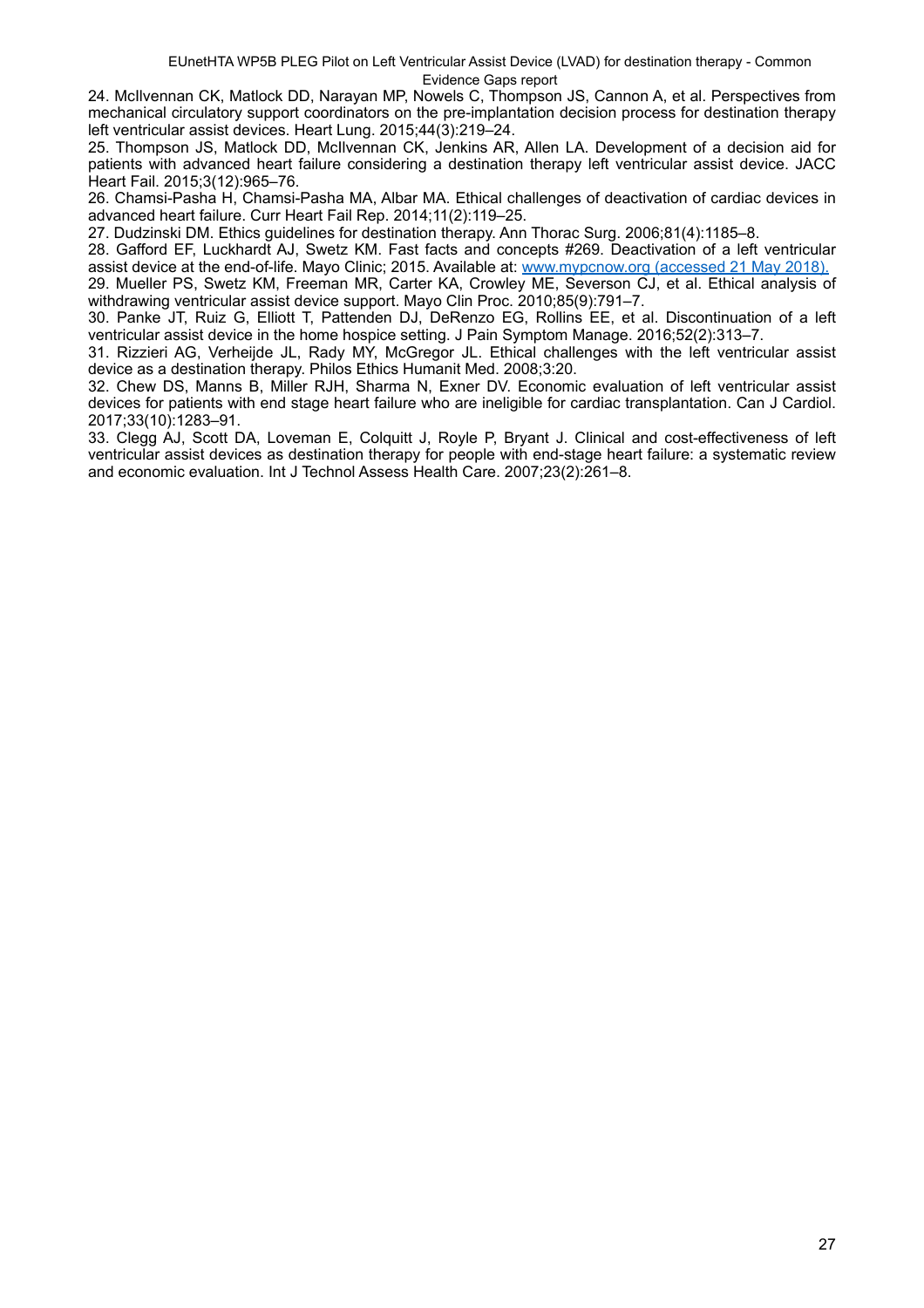24. McIlvennan CK, Matlock DD, Narayan MP, Nowels C, Thompson JS, Cannon A, et al. Perspectives from mechanical circulatory support coordinators on the pre-implantation decision process for destination therapy left ventricular assist devices. Heart Lung. 2015;44(3):219–24.

25. Thompson JS, Matlock DD, McIlvennan CK, Jenkins AR, Allen LA. Development of a decision aid for patients with advanced heart failure considering a destination therapy left ventricular assist device. JACC Heart Fail. 2015;3(12):965–76.

26. Chamsi-Pasha H, Chamsi-Pasha MA, Albar MA. Ethical challenges of deactivation of cardiac devices in advanced heart failure. Curr Heart Fail Rep. 2014;11(2):119–25.

27. Dudzinski DM. Ethics guidelines for destination therapy. Ann Thorac Surg. 2006;81(4):1185–8.

28. Gafford EF, Luckhardt AJ, Swetz KM. Fast facts and concepts #269. Deactivation of a left ventricular assist device at the end-of-life. Mayo Clinic; 2015. Available at: www.mypcnow.org (accessed 21 May 2018).

29. Mueller PS, Swetz KM, Freeman MR, Carter KA, Crowley ME, Severson CJ, et al. Ethical analysis of withdrawing ventricular assist device support. Mayo Clin Proc. 2010;85(9):791–7.

30. Panke JT, Ruiz G, Elliott T, Pattenden DJ, DeRenzo EG, Rollins EE, et al. Discontinuation of a left ventricular assist device in the home hospice setting. J Pain Symptom Manage. 2016;52(2):313–7.

31. Rizzieri AG, Verheijde JL, Rady MY, McGregor JL. Ethical challenges with the left ventricular assist device as a destination therapy. Philos Ethics Humanit Med. 2008;3:20.

32. Chew DS, Manns B, Miller RJH, Sharma N, Exner DV. Economic evaluation of left ventricular assist devices for patients with end stage heart failure who are ineligible for cardiac transplantation. Can J Cardiol. 2017;33(10):1283–91.

33. Clegg AJ, Scott DA, Loveman E, Colquitt J, Royle P, Bryant J. Clinical and cost-effectiveness of left ventricular assist devices as destination therapy for people with end-stage heart failure: a systematic review and economic evaluation. Int J Technol Assess Health Care. 2007;23(2):261–8.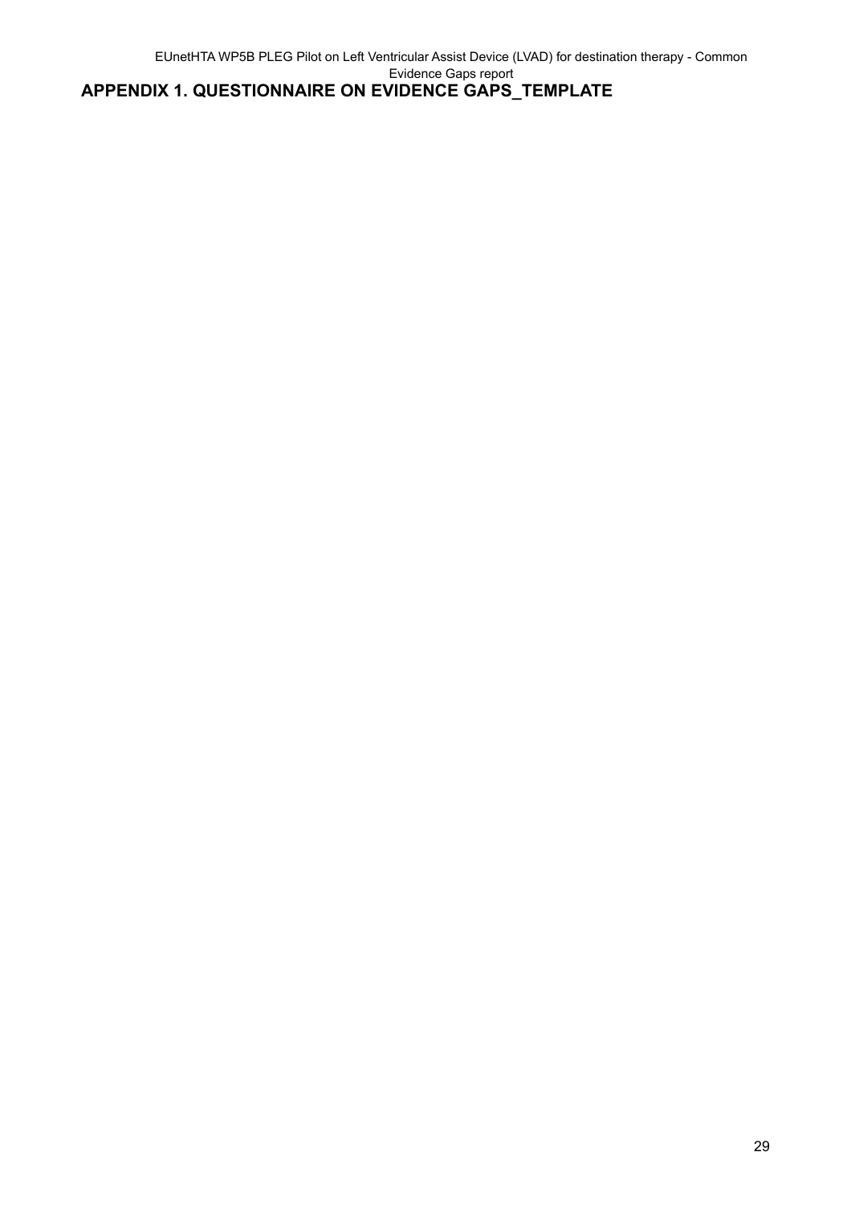# APPENDIX 1. QUESTIONNAIRE ON EVIDENCE GAPS_TEMPLATE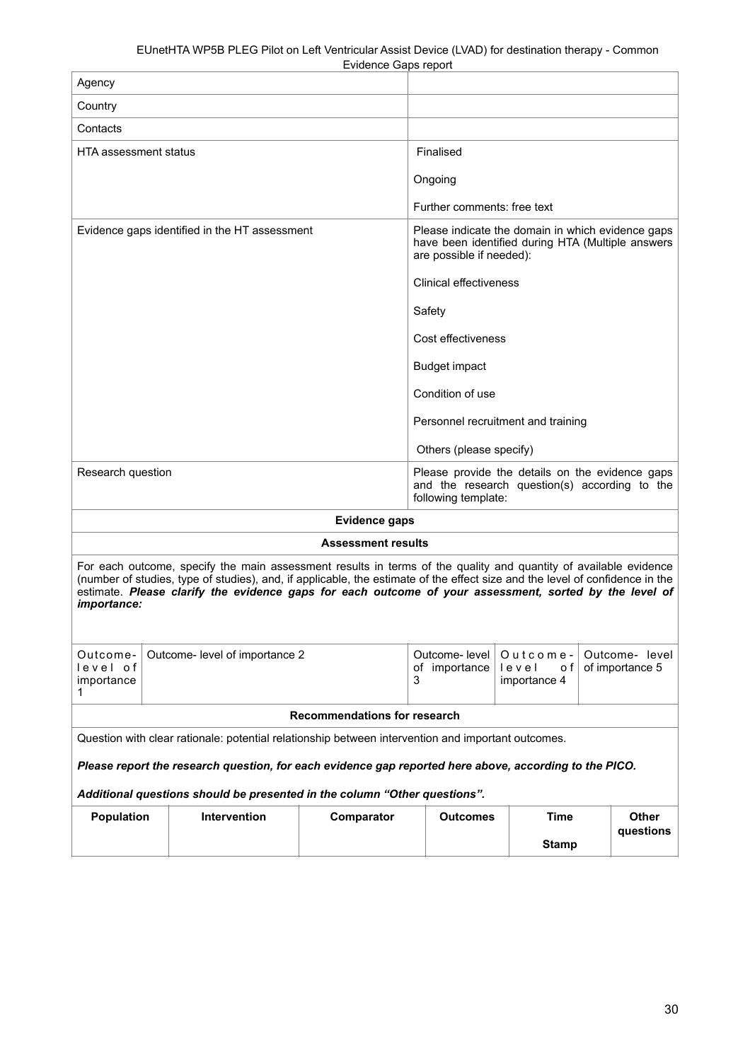| | |
|---|---|
| Agency | |
| Country | |
| Contacts | |
| HTA assessment status | Finalised<br><br>Ongoing<br><br>Further comments: free text |
| Evidence gaps identified in the HT assessment | Please indicate the domain in which evidence gaps have been identified during HTA (Multiple answers are possible if needed):<br><br>Clinical effectiveness<br><br>Safety<br><br>Cost effectiveness<br><br>Budget impact<br><br>Condition of use<br><br>Personnel recruitment and training<br><br>Others (please specify) |
| Research question | Please provide the details on the evidence gaps and the research question(s) according to the following template: |

**Evidence gaps**

**Assessment results**

For each outcome, specify the main assessment results in terms of the quality and quantity of available evidence (number of studies, type of studies), and, if applicable, the estimate of the effect size and the level of confidence in the estimate. ***Please clarify the evidence gaps for each outcome of your assessment, sorted by the level of importance:***

| Outcome- level of importance 1 | Outcome- level of importance 2 | Outcome- level of importance 3 | Outcome- level of importance 4 | Outcome- level of importance 5 |
|---|---|---|---|---|
| | | | | |

**Recommendations for research**

Question with clear rationale: potential relationship between intervention and important outcomes.

***Please report the research question, for each evidence gap reported here above, according to the PICO.***

***Additional questions should be presented in the column "Other questions".***

| Population | Intervention | Comparator | Outcomes | Time Stamp | Other questions |
|---|---|---|---|---|---|
| | | | | | |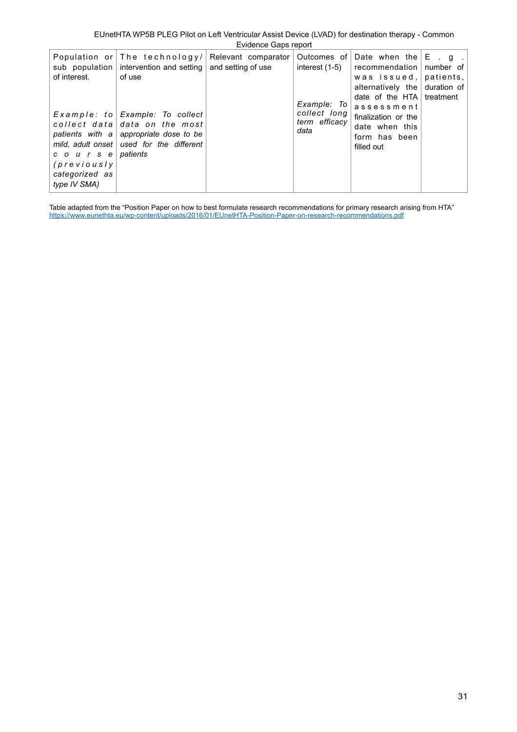| | | | | | |
|---|---|---|---|---|---|
| Population or sub population of interest.<br><br>*Example: to collect data patients with a mild, adult onset course (previously categorized as type IV SMA)* | The technology/ intervention and setting of use<br><br>*Example: To collect data on the most appropriate dose to be used for the different patients* | Relevant comparator and setting of use | Outcomes of interest (1-5)<br><br>*Example: To collect long term efficacy data* | Date when the recommendation was issued, alternatively the date of the HTA assessment finalization or the date when this form has been filled out | E. g. number of patients, duration of treatment |

Table adapted from the "Position Paper on how to best formulate research recommendations for primary research arising from HTA" https://www.eunethta.eu/wp-content/uploads/2016/01/EUnetHTA-Position-Paper-on-research-recommendations.pdf